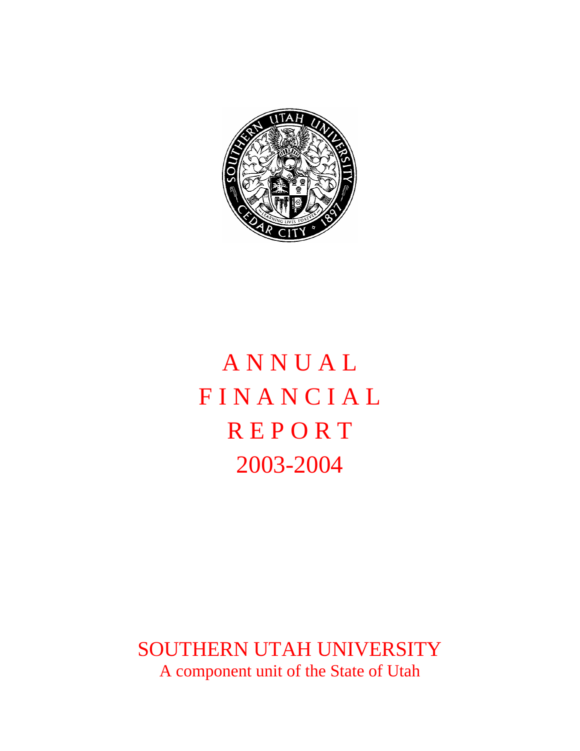# ANNUAL FINANCIAL REPORT 2003-2004

## SOUTHERN UTAH UNIVERSITY

A component unit of the State of Utah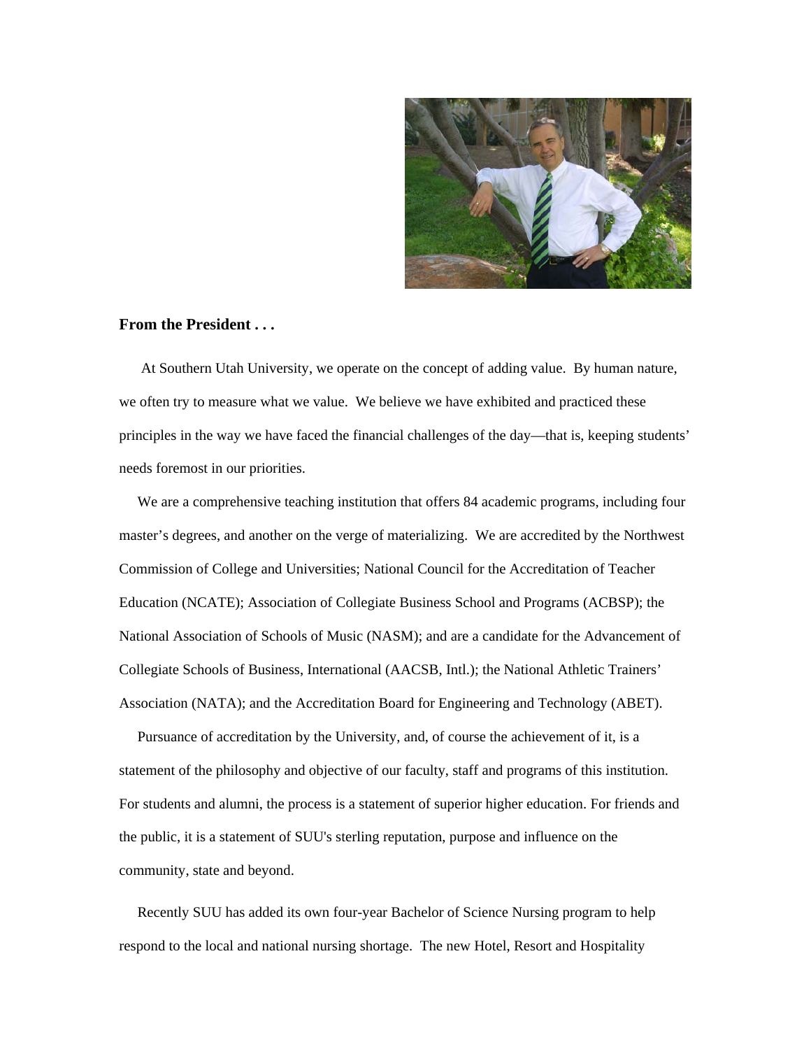**From the President . . .**

At Southern Utah University, we operate on the concept of adding value. By human nature, we often try to measure what we value. We believe we have exhibited and practiced these principles in the way we have faced the financial challenges of the day—that is, keeping students' needs foremost in our priorities.

We are a comprehensive teaching institution that offers 84 academic programs, including four master's degrees, and another on the verge of materializing. We are accredited by the Northwest Commission of College and Universities; National Council for the Accreditation of Teacher Education (NCATE); Association of Collegiate Business School and Programs (ACBSP); the National Association of Schools of Music (NASM); and are a candidate for the Advancement of Collegiate Schools of Business, International (AACSB, Intl.); the National Athletic Trainers' Association (NATA); and the Accreditation Board for Engineering and Technology (ABET).

Pursuance of accreditation by the University, and, of course the achievement of it, is a statement of the philosophy and objective of our faculty, staff and programs of this institution. For students and alumni, the process is a statement of superior higher education. For friends and the public, it is a statement of SUU's sterling reputation, purpose and influence on the community, state and beyond.

Recently SUU has added its own four-year Bachelor of Science Nursing program to help respond to the local and national nursing shortage. The new Hotel, Resort and Hospitality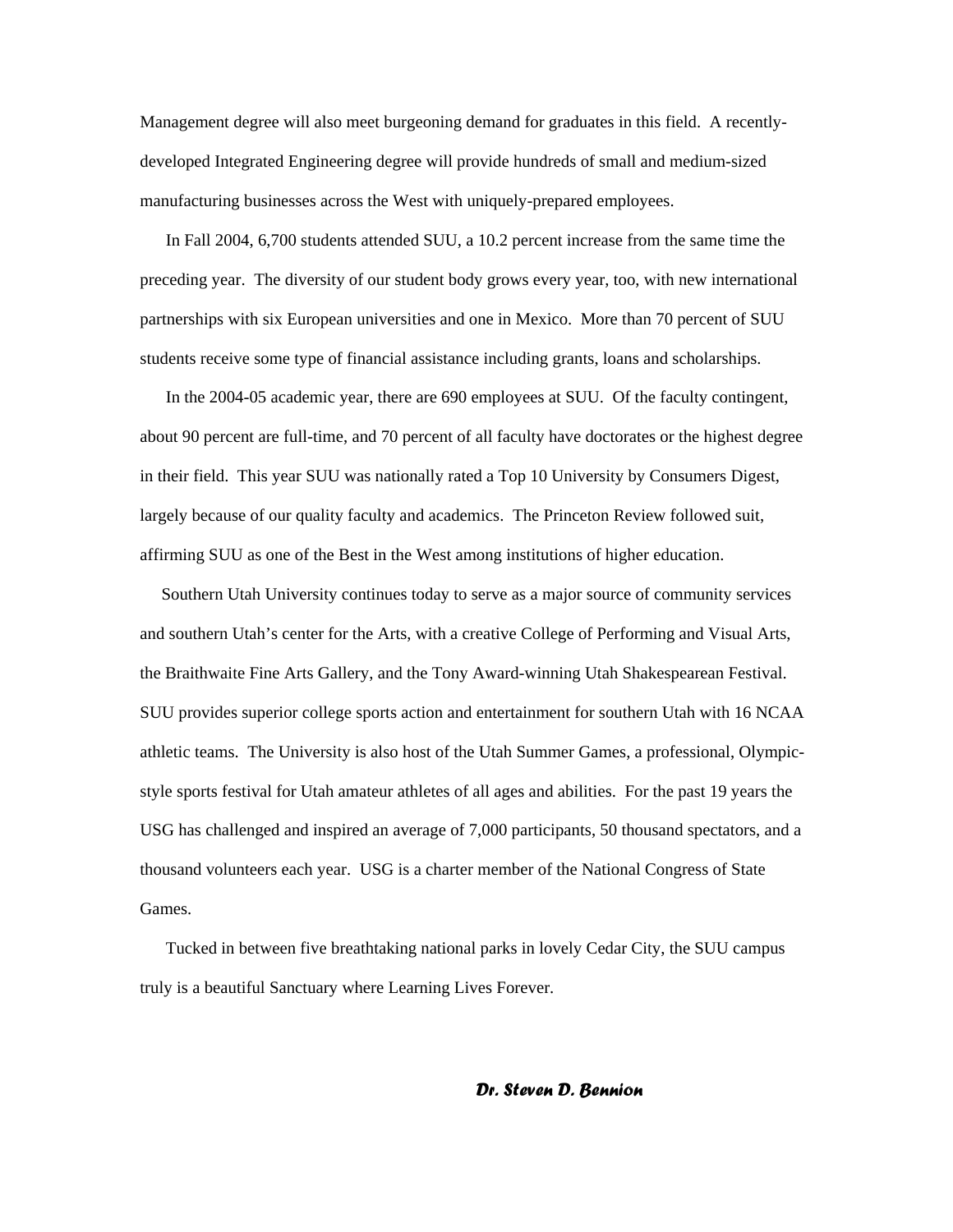Management degree will also meet burgeoning demand for graduates in this field. A recently-developed Integrated Engineering degree will provide hundreds of small and medium-sized manufacturing businesses across the West with uniquely-prepared employees.

In Fall 2004, 6,700 students attended SUU, a 10.2 percent increase from the same time the preceding year. The diversity of our student body grows every year, too, with new international partnerships with six European universities and one in Mexico. More than 70 percent of SUU students receive some type of financial assistance including grants, loans and scholarships.

In the 2004-05 academic year, there are 690 employees at SUU. Of the faculty contingent, about 90 percent are full-time, and 70 percent of all faculty have doctorates or the highest degree in their field. This year SUU was nationally rated a Top 10 University by Consumers Digest, largely because of our quality faculty and academics. The Princeton Review followed suit, affirming SUU as one of the Best in the West among institutions of higher education.

Southern Utah University continues today to serve as a major source of community services and southern Utah's center for the Arts, with a creative College of Performing and Visual Arts, the Braithwaite Fine Arts Gallery, and the Tony Award-winning Utah Shakespearean Festival. SUU provides superior college sports action and entertainment for southern Utah with 16 NCAA athletic teams. The University is also host of the Utah Summer Games, a professional, Olympic-style sports festival for Utah amateur athletes of all ages and abilities. For the past 19 years the USG has challenged and inspired an average of 7,000 participants, 50 thousand spectators, and a thousand volunteers each year. USG is a charter member of the National Congress of State Games.

Tucked in between five breathtaking national parks in lovely Cedar City, the SUU campus truly is a beautiful Sanctuary where Learning Lives Forever.

***Dr. Steven D. Bennion***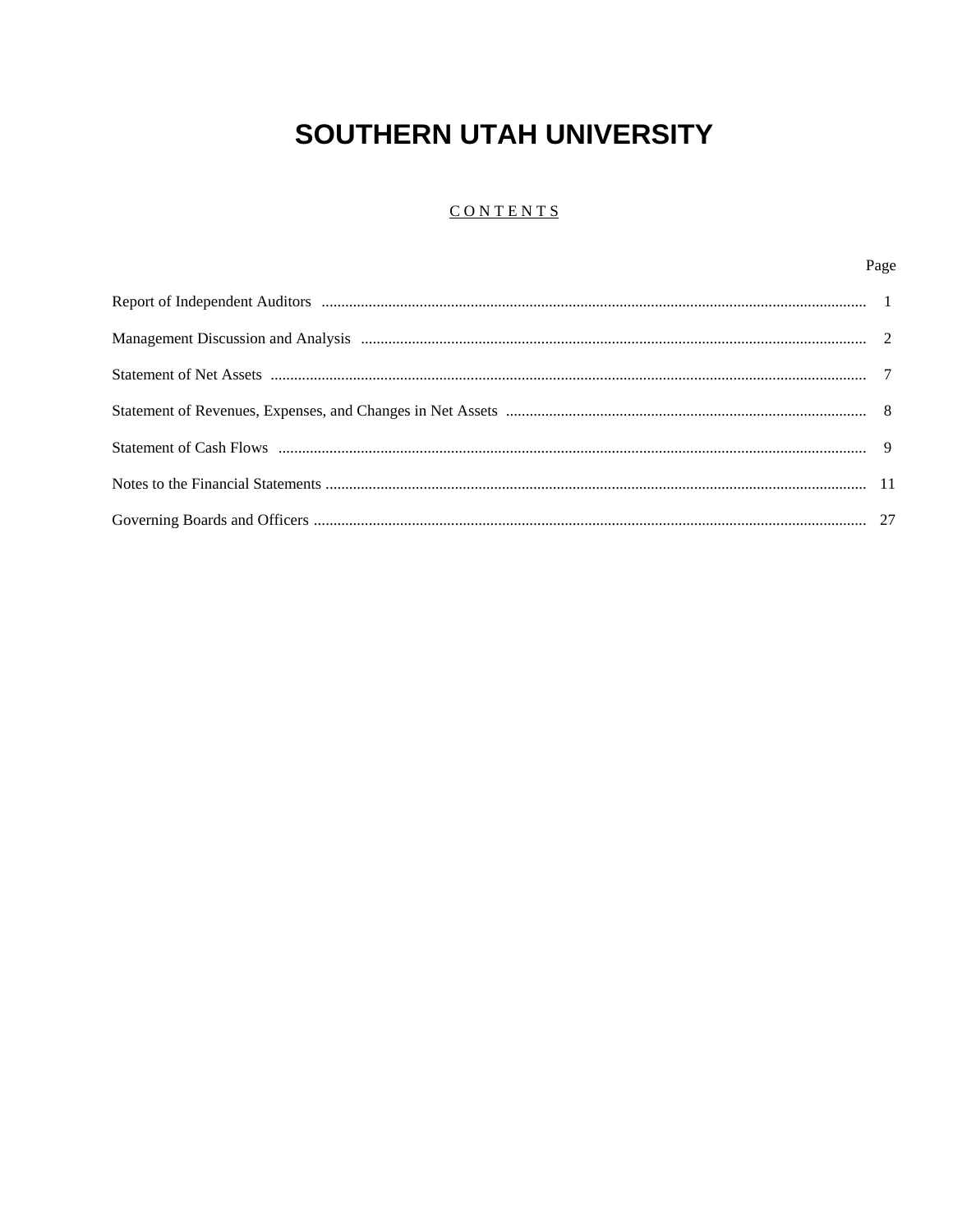# SOUTHERN UTAH UNIVERSITY

## CONTENTS

| | Page |
|---|---|
| Report of Independent Auditors | 1 |
| Management Discussion and Analysis | 2 |
| Statement of Net Assets | 7 |
| Statement of Revenues, Expenses, and Changes in Net Assets | 8 |
| Statement of Cash Flows | 9 |
| Notes to the Financial Statements | 11 |
| Governing Boards and Officers | 27 |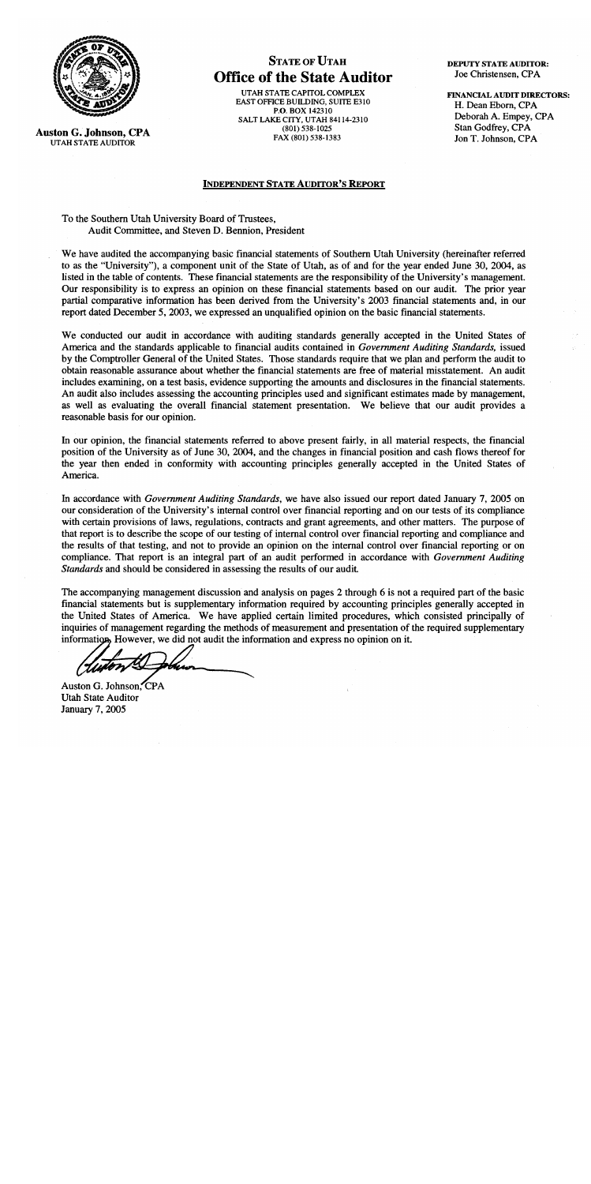**STATE OF UTAH**
# Office of the State Auditor

UTAH STATE CAPITOL COMPLEX
EAST OFFICE BUILDING, SUITE E310
P.O. BOX 142310
SALT LAKE CITY, UTAH 84114-2310
(801) 538-1025
FAX (801) 538-1383

**Auston G. Johnson, CPA**
UTAH STATE AUDITOR

**DEPUTY STATE AUDITOR:**
Joe Christensen, CPA

**FINANCIAL AUDIT DIRECTORS:**
H. Dean Eborn, CPA
Deborah A. Empey, CPA
Stan Godfrey, CPA
Jon T. Johnson, CPA

## INDEPENDENT STATE AUDITOR'S REPORT

To the Southern Utah University Board of Trustees,
Audit Committee, and Steven D. Bennion, President

We have audited the accompanying basic financial statements of Southern Utah University (hereinafter referred to as the "University"), a component unit of the State of Utah, as of and for the year ended June 30, 2004, as listed in the table of contents. These financial statements are the responsibility of the University's management. Our responsibility is to express an opinion on these financial statements based on our audit. The prior year partial comparative information has been derived from the University's 2003 financial statements and, in our report dated December 5, 2003, we expressed an unqualified opinion on the basic financial statements.

We conducted our audit in accordance with auditing standards generally accepted in the United States of America and the standards applicable to financial audits contained in *Government Auditing Standards,* issued by the Comptroller General of the United States. Those standards require that we plan and perform the audit to obtain reasonable assurance about whether the financial statements are free of material misstatement. An audit includes examining, on a test basis, evidence supporting the amounts and disclosures in the financial statements. An audit also includes assessing the accounting principles used and significant estimates made by management, as well as evaluating the overall financial statement presentation. We believe that our audit provides a reasonable basis for our opinion.

In our opinion, the financial statements referred to above present fairly, in all material respects, the financial position of the University as of June 30, 2004, and the changes in financial position and cash flows thereof for the year then ended in conformity with accounting principles generally accepted in the United States of America.

In accordance with *Government Auditing Standards*, we have also issued our report dated January 7, 2005 on our consideration of the University's internal control over financial reporting and on our tests of its compliance with certain provisions of laws, regulations, contracts and grant agreements, and other matters. The purpose of that report is to describe the scope of our testing of internal control over financial reporting and compliance and the results of that testing, and not to provide an opinion on the internal control over financial reporting or on compliance. That report is an integral part of an audit performed in accordance with *Government Auditing Standards* and should be considered in assessing the results of our audit.

The accompanying management discussion and analysis on pages 2 through 6 is not a required part of the basic financial statements but is supplementary information required by accounting principles generally accepted in the United States of America. We have applied certain limited procedures, which consisted principally of inquiries of management regarding the methods of measurement and presentation of the required supplementary information. However, we did not audit the information and express no opinion on it.

Auston G. Johnson, CPA
Utah State Auditor
January 7, 2005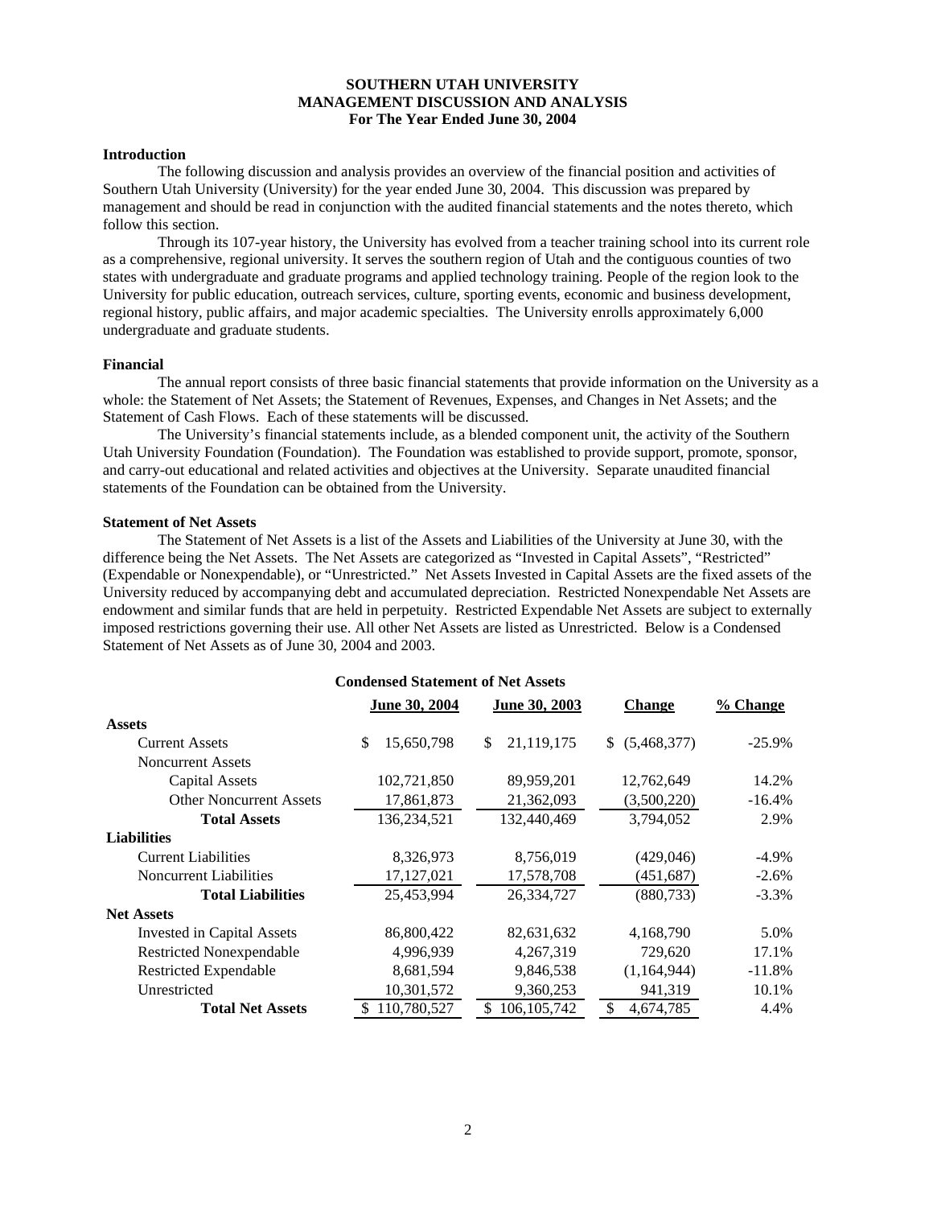**SOUTHERN UTAH UNIVERSITY**
**MANAGEMENT DISCUSSION AND ANALYSIS**
**For The Year Ended June 30, 2004**

**Introduction**

The following discussion and analysis provides an overview of the financial position and activities of Southern Utah University (University) for the year ended June 30, 2004. This discussion was prepared by management and should be read in conjunction with the audited financial statements and the notes thereto, which follow this section.

Through its 107-year history, the University has evolved from a teacher training school into its current role as a comprehensive, regional university. It serves the southern region of Utah and the contiguous counties of two states with undergraduate and graduate programs and applied technology training. People of the region look to the University for public education, outreach services, culture, sporting events, economic and business development, regional history, public affairs, and major academic specialties. The University enrolls approximately 6,000 undergraduate and graduate students.

**Financial**

The annual report consists of three basic financial statements that provide information on the University as a whole: the Statement of Net Assets; the Statement of Revenues, Expenses, and Changes in Net Assets; and the Statement of Cash Flows. Each of these statements will be discussed.

The University's financial statements include, as a blended component unit, the activity of the Southern Utah University Foundation (Foundation). The Foundation was established to provide support, promote, sponsor, and carry-out educational and related activities and objectives at the University. Separate unaudited financial statements of the Foundation can be obtained from the University.

**Statement of Net Assets**

The Statement of Net Assets is a list of the Assets and Liabilities of the University at June 30, with the difference being the Net Assets. The Net Assets are categorized as "Invested in Capital Assets", "Restricted" (Expendable or Nonexpendable), or "Unrestricted." Net Assets Invested in Capital Assets are the fixed assets of the University reduced by accompanying debt and accumulated depreciation. Restricted Nonexpendable Net Assets are endowment and similar funds that are held in perpetuity. Restricted Expendable Net Assets are subject to externally imposed restrictions governing their use. All other Net Assets are listed as Unrestricted. Below is a Condensed Statement of Net Assets as of June 30, 2004 and 2003.

**Condensed Statement of Net Assets**

| | June 30, 2004 | June 30, 2003 | Change | % Change |
|---|---|---|---|---|
| **Assets** | | | | |
| Current Assets | $ 15,650,798 | $ 21,119,175 | $ (5,468,377) | -25.9% |
| Noncurrent Assets | | | | |
| Capital Assets | 102,721,850 | 89,959,201 | 12,762,649 | 14.2% |
| Other Noncurrent Assets | 17,861,873 | 21,362,093 | (3,500,220) | -16.4% |
| **Total Assets** | 136,234,521 | 132,440,469 | 3,794,052 | 2.9% |
| **Liabilities** | | | | |
| Current Liabilities | 8,326,973 | 8,756,019 | (429,046) | -4.9% |
| Noncurrent Liabilities | 17,127,021 | 17,578,708 | (451,687) | -2.6% |
| **Total Liabilities** | 25,453,994 | 26,334,727 | (880,733) | -3.3% |
| **Net Assets** | | | | |
| Invested in Capital Assets | 86,800,422 | 82,631,632 | 4,168,790 | 5.0% |
| Restricted Nonexpendable | 4,996,939 | 4,267,319 | 729,620 | 17.1% |
| Restricted Expendable | 8,681,594 | 9,846,538 | (1,164,944) | -11.8% |
| Unrestricted | 10,301,572 | 9,360,253 | 941,319 | 10.1% |
| **Total Net Assets** | $ 110,780,527 | $ 106,105,742 | $ 4,674,785 | 4.4% |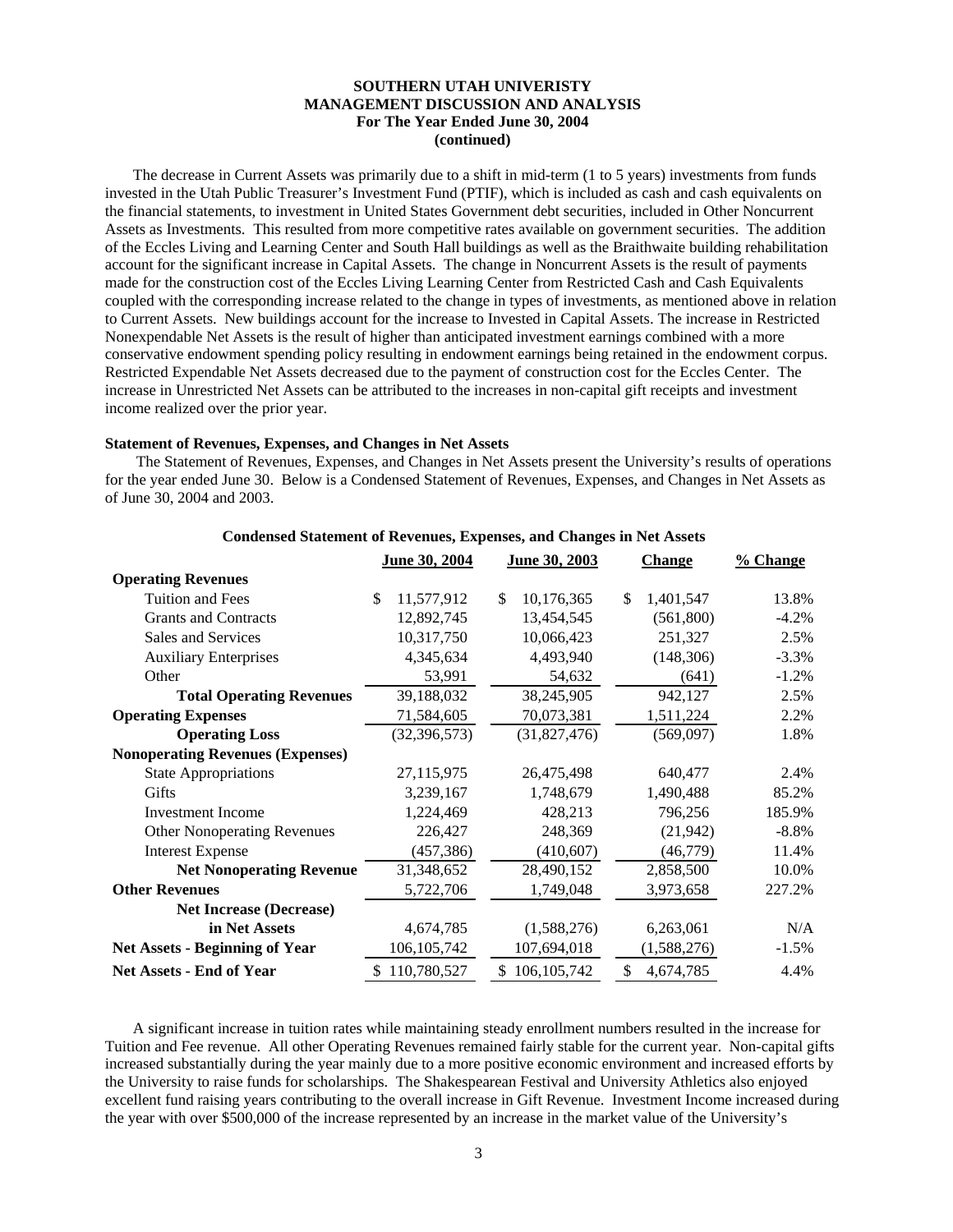**SOUTHERN UTAH UNIVERSITY**
**MANAGEMENT DISCUSSION AND ANALYSIS**
**For The Year Ended June 30, 2004**
**(continued)**

The decrease in Current Assets was primarily due to a shift in mid-term (1 to 5 years) investments from funds invested in the Utah Public Treasurer's Investment Fund (PTIF), which is included as cash and cash equivalents on the financial statements, to investment in United States Government debt securities, included in Other Noncurrent Assets as Investments. This resulted from more competitive rates available on government securities. The addition of the Eccles Living and Learning Center and South Hall buildings as well as the Braithwaite building rehabilitation account for the significant increase in Capital Assets. The change in Noncurrent Assets is the result of payments made for the construction cost of the Eccles Living Learning Center from Restricted Cash and Cash Equivalents coupled with the corresponding increase related to the change in types of investments, as mentioned above in relation to Current Assets. New buildings account for the increase to Invested in Capital Assets. The increase in Restricted Nonexpendable Net Assets is the result of higher than anticipated investment earnings combined with a more conservative endowment spending policy resulting in endowment earnings being retained in the endowment corpus. Restricted Expendable Net Assets decreased due to the payment of construction cost for the Eccles Center. The increase in Unrestricted Net Assets can be attributed to the increases in non-capital gift receipts and investment income realized over the prior year.

**Statement of Revenues, Expenses, and Changes in Net Assets**

The Statement of Revenues, Expenses, and Changes in Net Assets present the University's results of operations for the year ended June 30. Below is a Condensed Statement of Revenues, Expenses, and Changes in Net Assets as of June 30, 2004 and 2003.

**Condensed Statement of Revenues, Expenses, and Changes in Net Assets**

| | June 30, 2004 | June 30, 2003 | Change | % Change |
|---|---|---|---|---|
| **Operating Revenues** | | | | |
| Tuition and Fees | $ 11,577,912 | $ 10,176,365 | $ 1,401,547 | 13.8% |
| Grants and Contracts | 12,892,745 | 13,454,545 | (561,800) | -4.2% |
| Sales and Services | 10,317,750 | 10,066,423 | 251,327 | 2.5% |
| Auxiliary Enterprises | 4,345,634 | 4,493,940 | (148,306) | -3.3% |
| Other | 53,991 | 54,632 | (641) | -1.2% |
| **Total Operating Revenues** | 39,188,032 | 38,245,905 | 942,127 | 2.5% |
| **Operating Expenses** | 71,584,605 | 70,073,381 | 1,511,224 | 2.2% |
| **Operating Loss** | (32,396,573) | (31,827,476) | (569,097) | 1.8% |
| **Nonoperating Revenues (Expenses)** | | | | |
| State Appropriations | 27,115,975 | 26,475,498 | 640,477 | 2.4% |
| Gifts | 3,239,167 | 1,748,679 | 1,490,488 | 85.2% |
| Investment Income | 1,224,469 | 428,213 | 796,256 | 185.9% |
| Other Nonoperating Revenues | 226,427 | 248,369 | (21,942) | -8.8% |
| Interest Expense | (457,386) | (410,607) | (46,779) | 11.4% |
| **Net Nonoperating Revenue** | 31,348,652 | 28,490,152 | 2,858,500 | 10.0% |
| **Other Revenues** | 5,722,706 | 1,749,048 | 3,973,658 | 227.2% |
| **Net Increase (Decrease) in Net Assets** | 4,674,785 | (1,588,276) | 6,263,061 | N/A |
| **Net Assets - Beginning of Year** | 106,105,742 | 107,694,018 | (1,588,276) | -1.5% |
| **Net Assets - End of Year** | $ 110,780,527 | $ 106,105,742 | $ 4,674,785 | 4.4% |

A significant increase in tuition rates while maintaining steady enrollment numbers resulted in the increase for Tuition and Fee revenue. All other Operating Revenues remained fairly stable for the current year. Non-capital gifts increased substantially during the year mainly due to a more positive economic environment and increased efforts by the University to raise funds for scholarships. The Shakespearean Festival and University Athletics also enjoyed excellent fund raising years contributing to the overall increase in Gift Revenue. Investment Income increased during the year with over $500,000 of the increase represented by an increase in the market value of the University's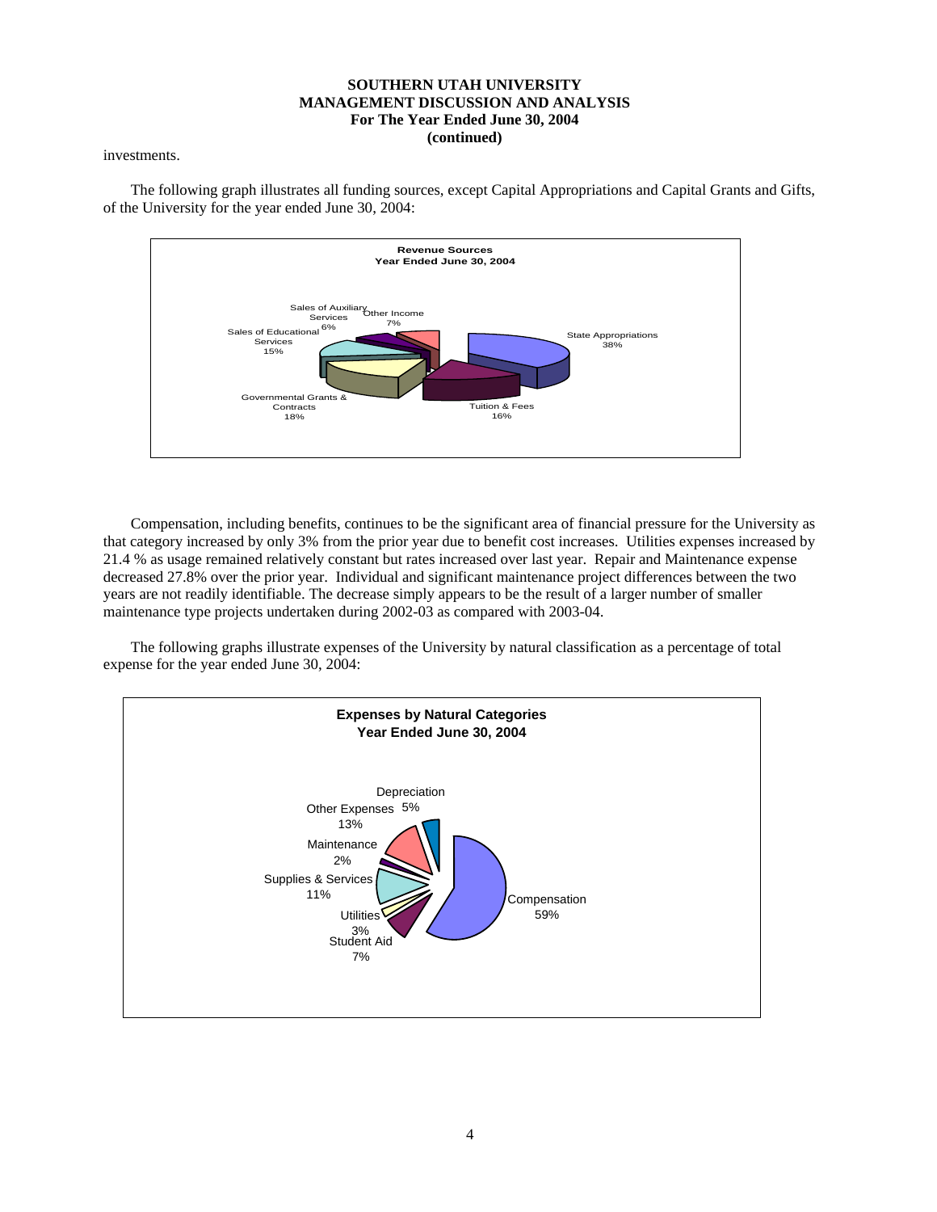investments.

The following graph illustrates all funding sources, except Capital Appropriations and Capital Grants and Gifts, of the University for the year ended June 30, 2004:

**Revenue Sources**
**Year Ended June 30, 2004**

| Source | Percentage |
|---|---|
| State Appropriations | 38% |
| Tuition & Fees | 16% |
| Governmental Grants & Contracts | 18% |
| Sales of Educational Services | 15% |
| Sales of Auxiliary Services | 6% |
| Other Income | 7% |

Compensation, including benefits, continues to be the significant area of financial pressure for the University as that category increased by only 3% from the prior year due to benefit cost increases. Utilities expenses increased by 21.4 % as usage remained relatively constant but rates increased over last year. Repair and Maintenance expense decreased 27.8% over the prior year. Individual and significant maintenance project differences between the two years are not readily identifiable. The decrease simply appears to be the result of a larger number of smaller maintenance type projects undertaken during 2002-03 as compared with 2003-04.

The following graphs illustrate expenses of the University by natural classification as a percentage of total expense for the year ended June 30, 2004:

**Expenses by Natural Categories**
**Year Ended June 30, 2004**

| Category | Percentage |
|---|---|
| Compensation | 59% |
| Student Aid | 7% |
| Utilities | 3% |
| Supplies & Services | 11% |
| Maintenance | 2% |
| Other Expenses | 13% |
| Depreciation | 5% |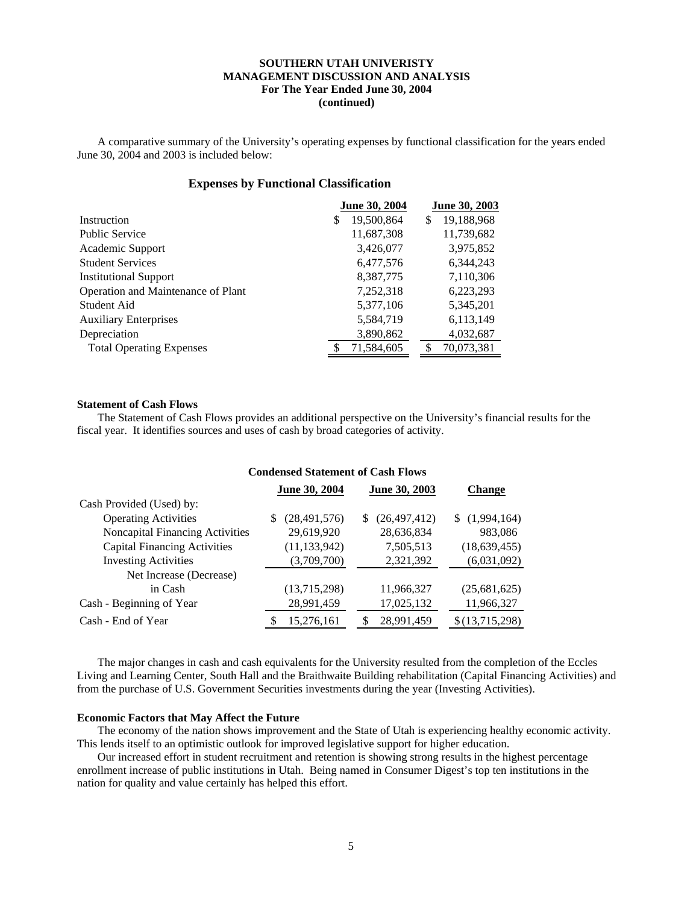# SOUTHERN UTAH UNIVERSITY
## MANAGEMENT DISCUSSION AND ANALYSIS
### For The Year Ended June 30, 2004
### (continued)

A comparative summary of the University's operating expenses by functional classification for the years ended June 30, 2004 and 2003 is included below:

### Expenses by Functional Classification

| | June 30, 2004 | June 30, 2003 |
|---|---|---|
| Instruction | $ 19,500,864 | $ 19,188,968 |
| Public Service | 11,687,308 | 11,739,682 |
| Academic Support | 3,426,077 | 3,975,852 |
| Student Services | 6,477,576 | 6,344,243 |
| Institutional Support | 8,387,775 | 7,110,306 |
| Operation and Maintenance of Plant | 7,252,318 | 6,223,293 |
| Student Aid | 5,377,106 | 5,345,201 |
| Auxiliary Enterprises | 5,584,719 | 6,113,149 |
| Depreciation | 3,890,862 | 4,032,687 |
| Total Operating Expenses | $ 71,584,605 | $ 70,073,381 |

**Statement of Cash Flows**

The Statement of Cash Flows provides an additional perspective on the University's financial results for the fiscal year. It identifies sources and uses of cash by broad categories of activity.

### Condensed Statement of Cash Flows

| | June 30, 2004 | June 30, 2003 | Change |
|---|---|---|---|
| Cash Provided (Used) by: | | | |
| Operating Activities | $ (28,491,576) | $ (26,497,412) | $ (1,994,164) |
| Noncapital Financing Activities | 29,619,920 | 28,636,834 | 983,086 |
| Capital Financing Activities | (11,133,942) | 7,505,513 | (18,639,455) |
| Investing Activities | (3,709,700) | 2,321,392 | (6,031,092) |
| Net Increase (Decrease) in Cash | (13,715,298) | 11,966,327 | (25,681,625) |
| Cash - Beginning of Year | 28,991,459 | 17,025,132 | 11,966,327 |
| Cash - End of Year | $ 15,276,161 | $ 28,991,459 | $ (13,715,298) |

The major changes in cash and cash equivalents for the University resulted from the completion of the Eccles Living and Learning Center, South Hall and the Braithwaite Building rehabilitation (Capital Financing Activities) and from the purchase of U.S. Government Securities investments during the year (Investing Activities).

**Economic Factors that May Affect the Future**

The economy of the nation shows improvement and the State of Utah is experiencing healthy economic activity. This lends itself to an optimistic outlook for improved legislative support for higher education.

Our increased effort in student recruitment and retention is showing strong results in the highest percentage enrollment increase of public institutions in Utah. Being named in Consumer Digest's top ten institutions in the nation for quality and value certainly has helped this effort.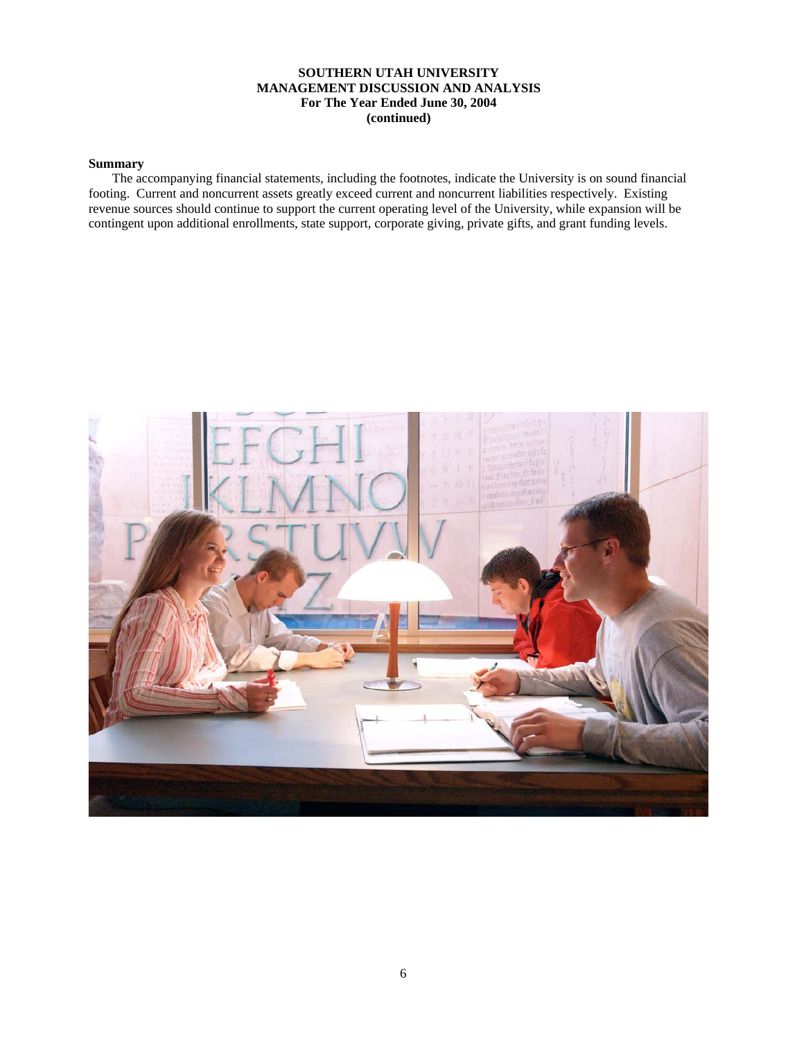# SOUTHERN UTAH UNIVERSITY
## MANAGEMENT DISCUSSION AND ANALYSIS
### For The Year Ended June 30, 2004
### (continued)

**Summary**

The accompanying financial statements, including the footnotes, indicate the University is on sound financial footing. Current and noncurrent assets greatly exceed current and noncurrent liabilities respectively. Existing revenue sources should continue to support the current operating level of the University, while expansion will be contingent upon additional enrollments, state support, corporate giving, private gifts, and grant funding levels.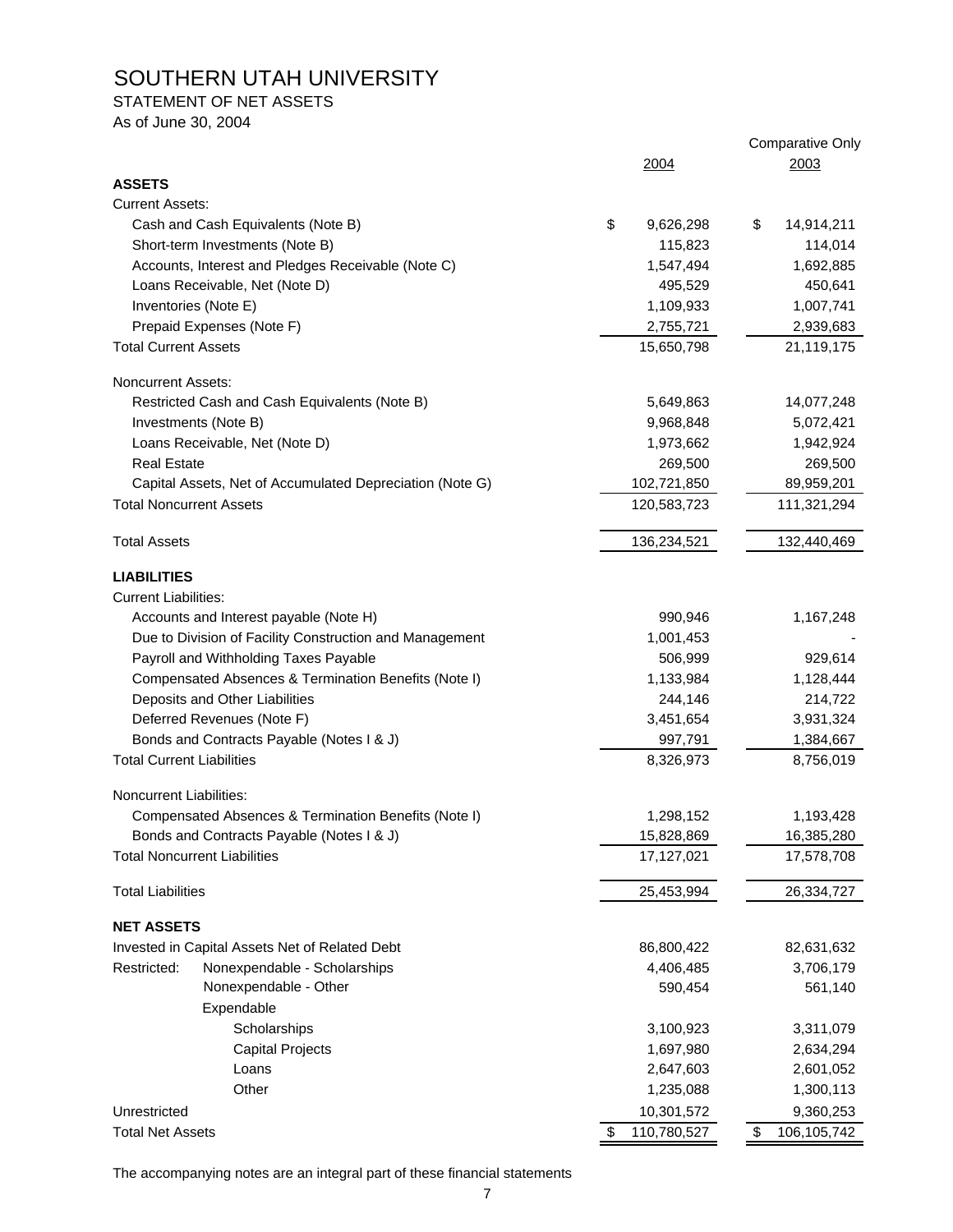# SOUTHERN UTAH UNIVERSITY

STATEMENT OF NET ASSETS

As of June 30, 2004

| | 2004 | Comparative Only 2003 |
|---|---|---|
| **ASSETS** | | |
| Current Assets: | | |
| Cash and Cash Equivalents (Note B) | $ 9,626,298 | $ 14,914,211 |
| Short-term Investments (Note B) | 115,823 | 114,014 |
| Accounts, Interest and Pledges Receivable (Note C) | 1,547,494 | 1,692,885 |
| Loans Receivable, Net (Note D) | 495,529 | 450,641 |
| Inventories (Note E) | 1,109,933 | 1,007,741 |
| Prepaid Expenses (Note F) | 2,755,721 | 2,939,683 |
| Total Current Assets | 15,650,798 | 21,119,175 |
| Noncurrent Assets: | | |
| Restricted Cash and Cash Equivalents (Note B) | 5,649,863 | 14,077,248 |
| Investments (Note B) | 9,968,848 | 5,072,421 |
| Loans Receivable, Net (Note D) | 1,973,662 | 1,942,924 |
| Real Estate | 269,500 | 269,500 |
| Capital Assets, Net of Accumulated Depreciation (Note G) | 102,721,850 | 89,959,201 |
| Total Noncurrent Assets | 120,583,723 | 111,321,294 |
| Total Assets | 136,234,521 | 132,440,469 |
| **LIABILITIES** | | |
| Current Liabilities: | | |
| Accounts and Interest payable (Note H) | 990,946 | 1,167,248 |
| Due to Division of Facility Construction and Management | 1,001,453 | - |
| Payroll and Withholding Taxes Payable | 506,999 | 929,614 |
| Compensated Absences & Termination Benefits (Note I) | 1,133,984 | 1,128,444 |
| Deposits and Other Liabilities | 244,146 | 214,722 |
| Deferred Revenues (Note F) | 3,451,654 | 3,931,324 |
| Bonds and Contracts Payable (Notes I & J) | 997,791 | 1,384,667 |
| Total Current Liabilities | 8,326,973 | 8,756,019 |
| Noncurrent Liabilities: | | |
| Compensated Absences & Termination Benefits (Note I) | 1,298,152 | 1,193,428 |
| Bonds and Contracts Payable (Notes I & J) | 15,828,869 | 16,385,280 |
| Total Noncurrent Liabilities | 17,127,021 | 17,578,708 |
| Total Liabilities | 25,453,994 | 26,334,727 |
| **NET ASSETS** | | |
| Invested in Capital Assets Net of Related Debt | 86,800,422 | 82,631,632 |
| Restricted: Nonexpendable - Scholarships | 4,406,485 | 3,706,179 |
| Nonexpendable - Other | 590,454 | 561,140 |
| Expendable | | |
| Scholarships | 3,100,923 | 3,311,079 |
| Capital Projects | 1,697,980 | 2,634,294 |
| Loans | 2,647,603 | 2,601,052 |
| Other | 1,235,088 | 1,300,113 |
| Unrestricted | 10,301,572 | 9,360,253 |
| Total Net Assets | $ 110,780,527 | $ 106,105,742 |

The accompanying notes are an integral part of these financial statements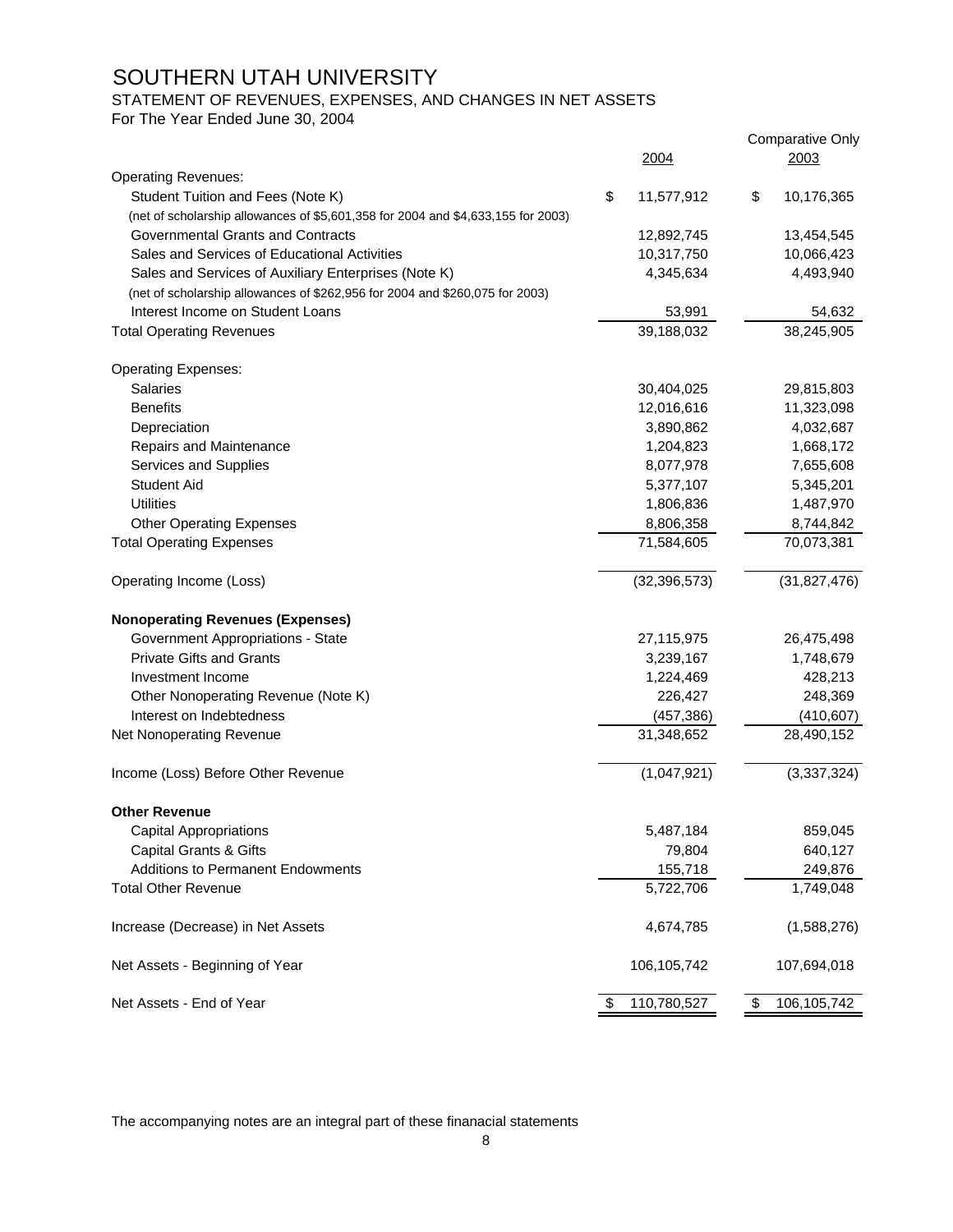# SOUTHERN UTAH UNIVERSITY

## STATEMENT OF REVENUES, EXPENSES, AND CHANGES IN NET ASSETS

For The Year Ended June 30, 2004

| | 2004 | Comparative Only 2003 |
|---|---|---|
| Operating Revenues: | | |
| Student Tuition and Fees (Note K) | $ 11,577,912 | $ 10,176,365 |
| (net of scholarship allowances of $5,601,358 for 2004 and $4,633,155 for 2003) | | |
| Governmental Grants and Contracts | 12,892,745 | 13,454,545 |
| Sales and Services of Educational Activities | 10,317,750 | 10,066,423 |
| Sales and Services of Auxiliary Enterprises (Note K) | 4,345,634 | 4,493,940 |
| (net of scholarship allowances of $262,956 for 2004 and $260,075 for 2003) | | |
| Interest Income on Student Loans | 53,991 | 54,632 |
| Total Operating Revenues | 39,188,032 | 38,245,905 |
| | | |
| Operating Expenses: | | |
| Salaries | 30,404,025 | 29,815,803 |
| Benefits | 12,016,616 | 11,323,098 |
| Depreciation | 3,890,862 | 4,032,687 |
| Repairs and Maintenance | 1,204,823 | 1,668,172 |
| Services and Supplies | 8,077,978 | 7,655,608 |
| Student Aid | 5,377,107 | 5,345,201 |
| Utilities | 1,806,836 | 1,487,970 |
| Other Operating Expenses | 8,806,358 | 8,744,842 |
| Total Operating Expenses | 71,584,605 | 70,073,381 |
| | | |
| Operating Income (Loss) | (32,396,573) | (31,827,476) |
| | | |
| **Nonoperating Revenues (Expenses)** | | |
| Government Appropriations - State | 27,115,975 | 26,475,498 |
| Private Gifts and Grants | 3,239,167 | 1,748,679 |
| Investment Income | 1,224,469 | 428,213 |
| Other Nonoperating Revenue (Note K) | 226,427 | 248,369 |
| Interest on Indebtedness | (457,386) | (410,607) |
| Net Nonoperating Revenue | 31,348,652 | 28,490,152 |
| | | |
| Income (Loss) Before Other Revenue | (1,047,921) | (3,337,324) |
| | | |
| **Other Revenue** | | |
| Capital Appropriations | 5,487,184 | 859,045 |
| Capital Grants & Gifts | 79,804 | 640,127 |
| Additions to Permanent Endowments | 155,718 | 249,876 |
| Total Other Revenue | 5,722,706 | 1,749,048 |
| | | |
| Increase (Decrease) in Net Assets | 4,674,785 | (1,588,276) |
| | | |
| Net Assets - Beginning of Year | 106,105,742 | 107,694,018 |
| | | |
| Net Assets - End of Year | $ 110,780,527 | $ 106,105,742 |

The accompanying notes are an integral part of these finanacial statements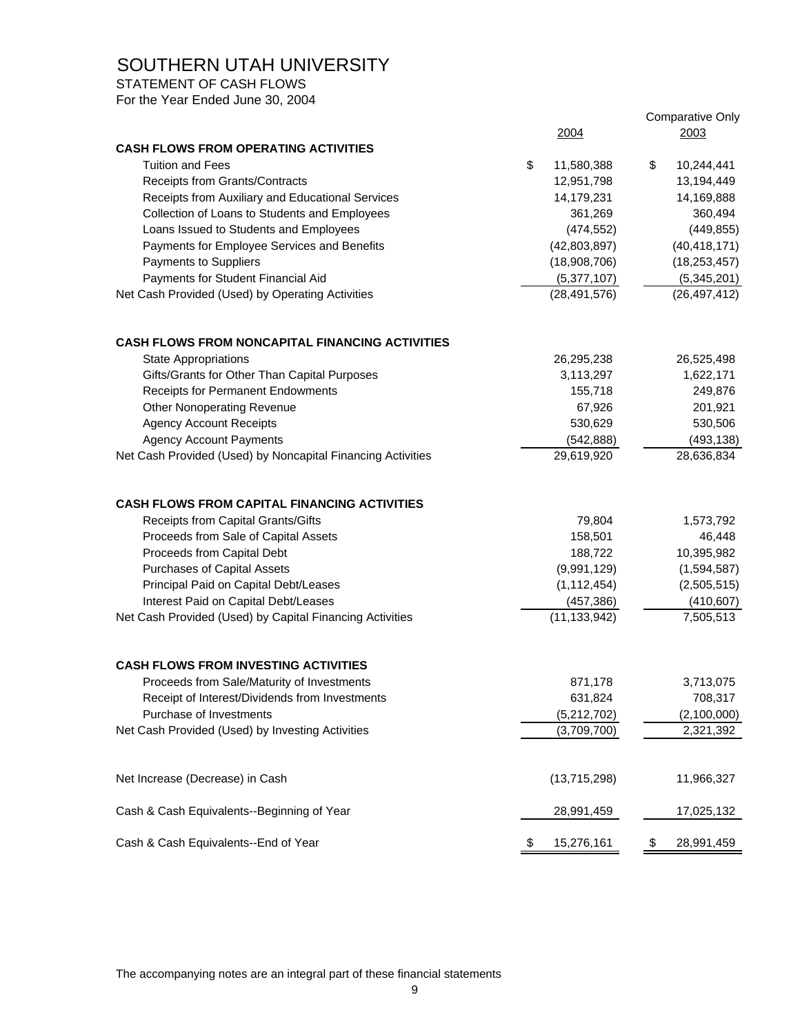# SOUTHERN UTAH UNIVERSITY

STATEMENT OF CASH FLOWS

For the Year Ended June 30, 2004

| | 2004 | Comparative Only 2003 |
|---|---|---|
| **CASH FLOWS FROM OPERATING ACTIVITIES** | | |
| Tuition and Fees | $ 11,580,388 | $ 10,244,441 |
| Receipts from Grants/Contracts | 12,951,798 | 13,194,449 |
| Receipts from Auxiliary and Educational Services | 14,179,231 | 14,169,888 |
| Collection of Loans to Students and Employees | 361,269 | 360,494 |
| Loans Issued to Students and Employees | (474,552) | (449,855) |
| Payments for Employee Services and Benefits | (42,803,897) | (40,418,171) |
| Payments to Suppliers | (18,908,706) | (18,253,457) |
| Payments for Student Financial Aid | (5,377,107) | (5,345,201) |
| Net Cash Provided (Used) by Operating Activities | (28,491,576) | (26,497,412) |
| | | |
| **CASH FLOWS FROM NONCAPITAL FINANCING ACTIVITIES** | | |
| State Appropriations | 26,295,238 | 26,525,498 |
| Gifts/Grants for Other Than Capital Purposes | 3,113,297 | 1,622,171 |
| Receipts for Permanent Endowments | 155,718 | 249,876 |
| Other Nonoperating Revenue | 67,926 | 201,921 |
| Agency Account Receipts | 530,629 | 530,506 |
| Agency Account Payments | (542,888) | (493,138) |
| Net Cash Provided (Used) by Noncapital Financing Activities | 29,619,920 | 28,636,834 |
| | | |
| **CASH FLOWS FROM CAPITAL FINANCING ACTIVITIES** | | |
| Receipts from Capital Grants/Gifts | 79,804 | 1,573,792 |
| Proceeds from Sale of Capital Assets | 158,501 | 46,448 |
| Proceeds from Capital Debt | 188,722 | 10,395,982 |
| Purchases of Capital Assets | (9,991,129) | (1,594,587) |
| Principal Paid on Capital Debt/Leases | (1,112,454) | (2,505,515) |
| Interest Paid on Capital Debt/Leases | (457,386) | (410,607) |
| Net Cash Provided (Used) by Capital Financing Activities | (11,133,942) | 7,505,513 |
| | | |
| **CASH FLOWS FROM INVESTING ACTIVITIES** | | |
| Proceeds from Sale/Maturity of Investments | 871,178 | 3,713,075 |
| Receipt of Interest/Dividends from Investments | 631,824 | 708,317 |
| Purchase of Investments | (5,212,702) | (2,100,000) |
| Net Cash Provided (Used) by Investing Activities | (3,709,700) | 2,321,392 |
| | | |
| Net Increase (Decrease) in Cash | (13,715,298) | 11,966,327 |
| | | |
| Cash & Cash Equivalents--Beginning of Year | 28,991,459 | 17,025,132 |
| | | |
| Cash & Cash Equivalents--End of Year | $ 15,276,161 | $ 28,991,459 |

The accompanying notes are an integral part of these financial statements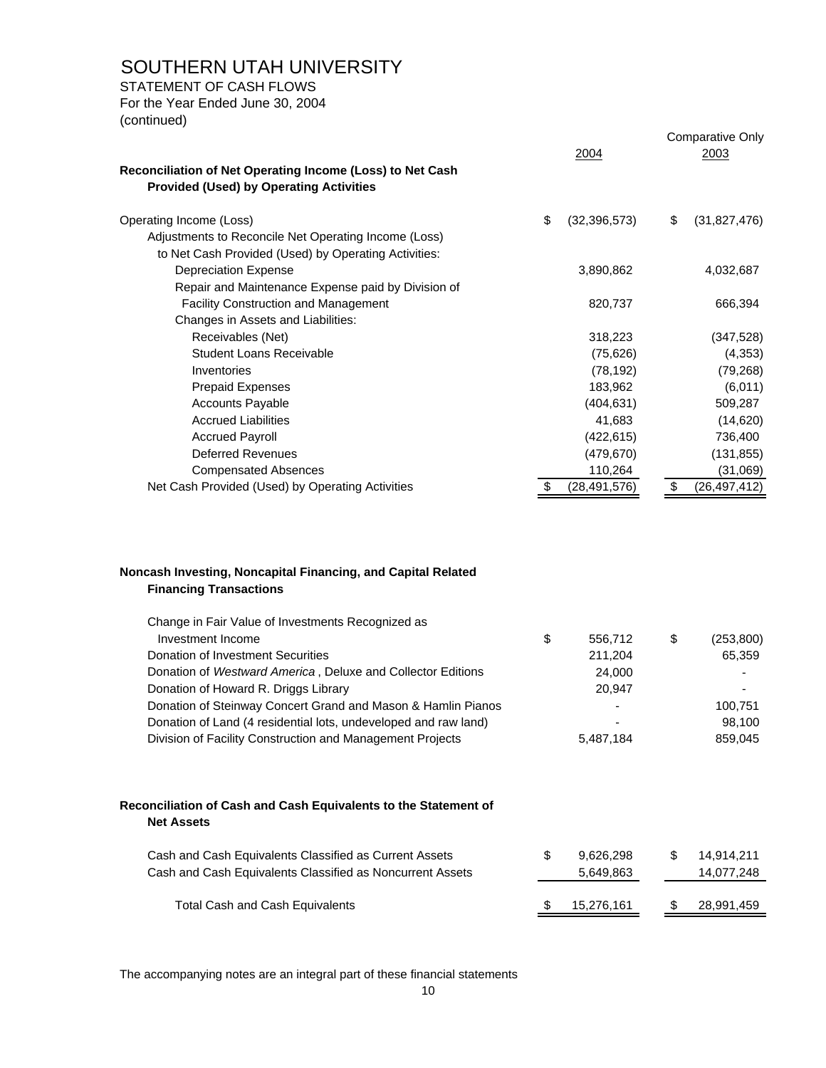# SOUTHERN UTAH UNIVERSITY

STATEMENT OF CASH FLOWS
For the Year Ended June 30, 2004
(continued)

| | 2004 | Comparative Only 2003 |
|---|---|---|
| **Reconciliation of Net Operating Income (Loss) to Net Cash Provided (Used) by Operating Activities** | | |
| Operating Income (Loss) | $ (32,396,573) | $ (31,827,476) |
| Adjustments to Reconcile Net Operating Income (Loss) to Net Cash Provided (Used) by Operating Activities: | | |
| Depreciation Expense | 3,890,862 | 4,032,687 |
| Repair and Maintenance Expense paid by Division of Facility Construction and Management | 820,737 | 666,394 |
| Changes in Assets and Liabilities: | | |
| Receivables (Net) | 318,223 | (347,528) |
| Student Loans Receivable | (75,626) | (4,353) |
| Inventories | (78,192) | (79,268) |
| Prepaid Expenses | 183,962 | (6,011) |
| Accounts Payable | (404,631) | 509,287 |
| Accrued Liabilities | 41,683 | (14,620) |
| Accrued Payroll | (422,615) | 736,400 |
| Deferred Revenues | (479,670) | (131,855) |
| Compensated Absences | 110,264 | (31,069) |
| Net Cash Provided (Used) by Operating Activities | $ (28,491,576) | $ (26,497,412) |

| | 2004 | 2003 |
|---|---|---|
| **Noncash Investing, Noncapital Financing, and Capital Related Financing Transactions** | | |
| Change in Fair Value of Investments Recognized as Investment Income | $ 556,712 | $ (253,800) |
| Donation of Investment Securities | 211,204 | 65,359 |
| Donation of *Westward America* , Deluxe and Collector Editions | 24,000 | - |
| Donation of Howard R. Driggs Library | 20,947 | - |
| Donation of Steinway Concert Grand and Mason & Hamlin Pianos | - | 100,751 |
| Donation of Land (4 residential lots, undeveloped and raw land) | - | 98,100 |
| Division of Facility Construction and Management Projects | 5,487,184 | 859,045 |

| | 2004 | 2003 |
|---|---|---|
| **Reconciliation of Cash and Cash Equivalents to the Statement of Net Assets** | | |
| Cash and Cash Equivalents Classified as Current Assets | $ 9,626,298 | $ 14,914,211 |
| Cash and Cash Equivalents Classified as Noncurrent Assets | 5,649,863 | 14,077,248 |
| Total Cash and Cash Equivalents | $ 15,276,161 | $ 28,991,459 |

The accompanying notes are an integral part of these financial statements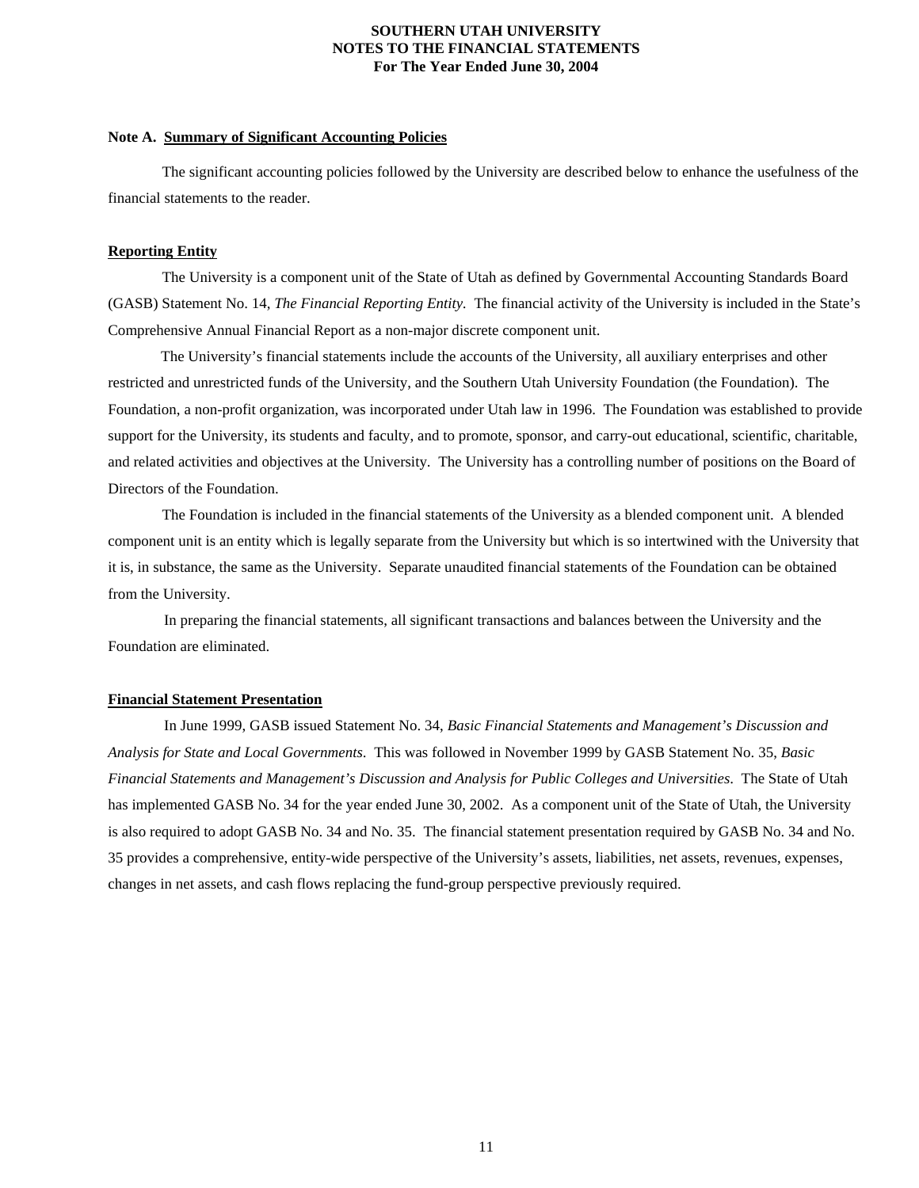**SOUTHERN UTAH UNIVERSITY**
**NOTES TO THE FINANCIAL STATEMENTS**
**For The Year Ended June 30, 2004**

**Note A. Summary of Significant Accounting Policies**

The significant accounting policies followed by the University are described below to enhance the usefulness of the financial statements to the reader.

**Reporting Entity**

The University is a component unit of the State of Utah as defined by Governmental Accounting Standards Board (GASB) Statement No. 14, *The Financial Reporting Entity.* The financial activity of the University is included in the State's Comprehensive Annual Financial Report as a non-major discrete component unit.

The University's financial statements include the accounts of the University, all auxiliary enterprises and other restricted and unrestricted funds of the University, and the Southern Utah University Foundation (the Foundation). The Foundation, a non-profit organization, was incorporated under Utah law in 1996. The Foundation was established to provide support for the University, its students and faculty, and to promote, sponsor, and carry-out educational, scientific, charitable, and related activities and objectives at the University. The University has a controlling number of positions on the Board of Directors of the Foundation.

The Foundation is included in the financial statements of the University as a blended component unit. A blended component unit is an entity which is legally separate from the University but which is so intertwined with the University that it is, in substance, the same as the University. Separate unaudited financial statements of the Foundation can be obtained from the University.

In preparing the financial statements, all significant transactions and balances between the University and the Foundation are eliminated.

**Financial Statement Presentation**

In June 1999, GASB issued Statement No. 34, *Basic Financial Statements and Management's Discussion and Analysis for State and Local Governments.* This was followed in November 1999 by GASB Statement No. 35, *Basic Financial Statements and Management's Discussion and Analysis for Public Colleges and Universities*. The State of Utah has implemented GASB No. 34 for the year ended June 30, 2002. As a component unit of the State of Utah, the University is also required to adopt GASB No. 34 and No. 35. The financial statement presentation required by GASB No. 34 and No. 35 provides a comprehensive, entity-wide perspective of the University's assets, liabilities, net assets, revenues, expenses, changes in net assets, and cash flows replacing the fund-group perspective previously required.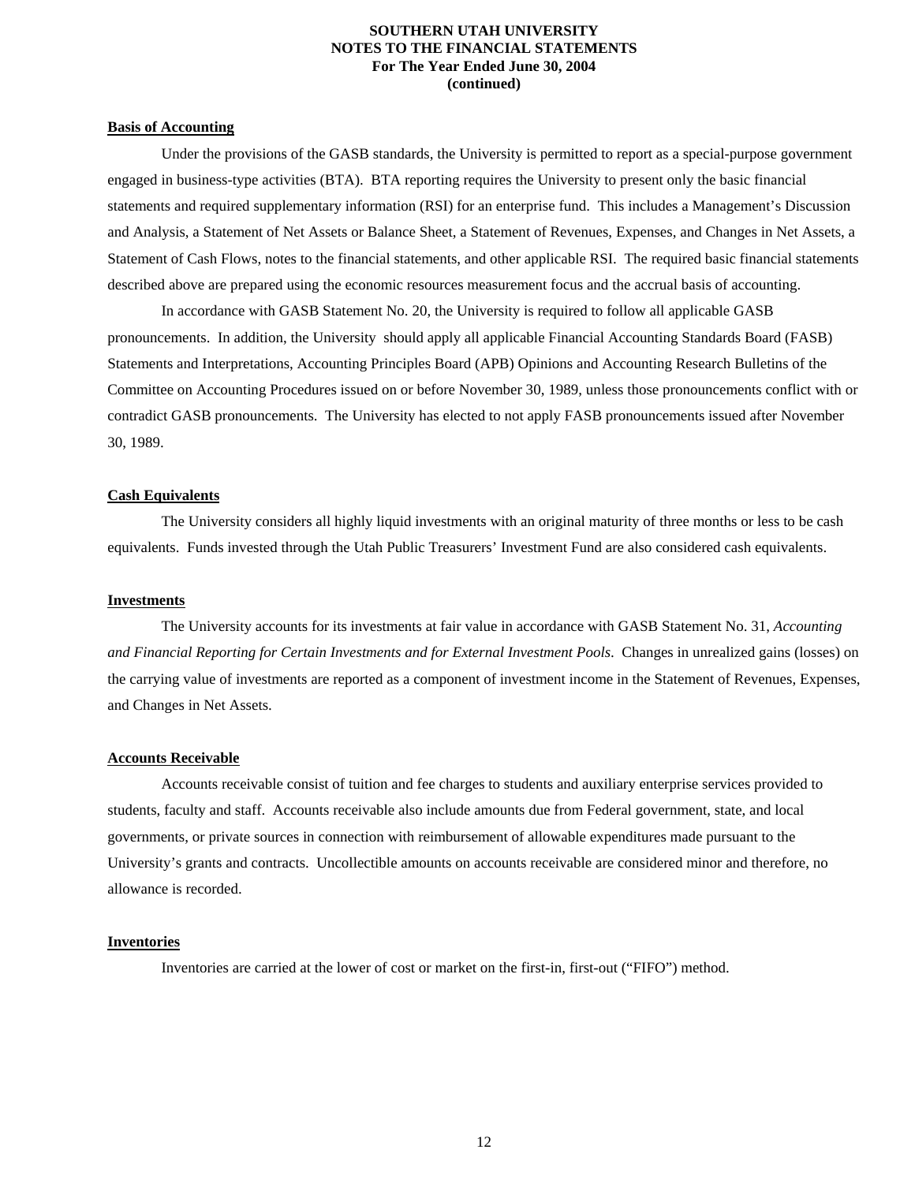#### Basis of Accounting

Under the provisions of the GASB standards, the University is permitted to report as a special-purpose government engaged in business-type activities (BTA). BTA reporting requires the University to present only the basic financial statements and required supplementary information (RSI) for an enterprise fund. This includes a Management's Discussion and Analysis, a Statement of Net Assets or Balance Sheet, a Statement of Revenues, Expenses, and Changes in Net Assets, a Statement of Cash Flows, notes to the financial statements, and other applicable RSI. The required basic financial statements described above are prepared using the economic resources measurement focus and the accrual basis of accounting.

In accordance with GASB Statement No. 20, the University is required to follow all applicable GASB pronouncements. In addition, the University should apply all applicable Financial Accounting Standards Board (FASB) Statements and Interpretations, Accounting Principles Board (APB) Opinions and Accounting Research Bulletins of the Committee on Accounting Procedures issued on or before November 30, 1989, unless those pronouncements conflict with or contradict GASB pronouncements. The University has elected to not apply FASB pronouncements issued after November 30, 1989.

#### Cash Equivalents

The University considers all highly liquid investments with an original maturity of three months or less to be cash equivalents. Funds invested through the Utah Public Treasurers' Investment Fund are also considered cash equivalents.

#### Investments

The University accounts for its investments at fair value in accordance with GASB Statement No. 31, *Accounting and Financial Reporting for Certain Investments and for External Investment Pools*. Changes in unrealized gains (losses) on the carrying value of investments are reported as a component of investment income in the Statement of Revenues, Expenses, and Changes in Net Assets.

#### Accounts Receivable

Accounts receivable consist of tuition and fee charges to students and auxiliary enterprise services provided to students, faculty and staff. Accounts receivable also include amounts due from Federal government, state, and local governments, or private sources in connection with reimbursement of allowable expenditures made pursuant to the University's grants and contracts. Uncollectible amounts on accounts receivable are considered minor and therefore, no allowance is recorded.

#### Inventories

Inventories are carried at the lower of cost or market on the first-in, first-out ("FIFO") method.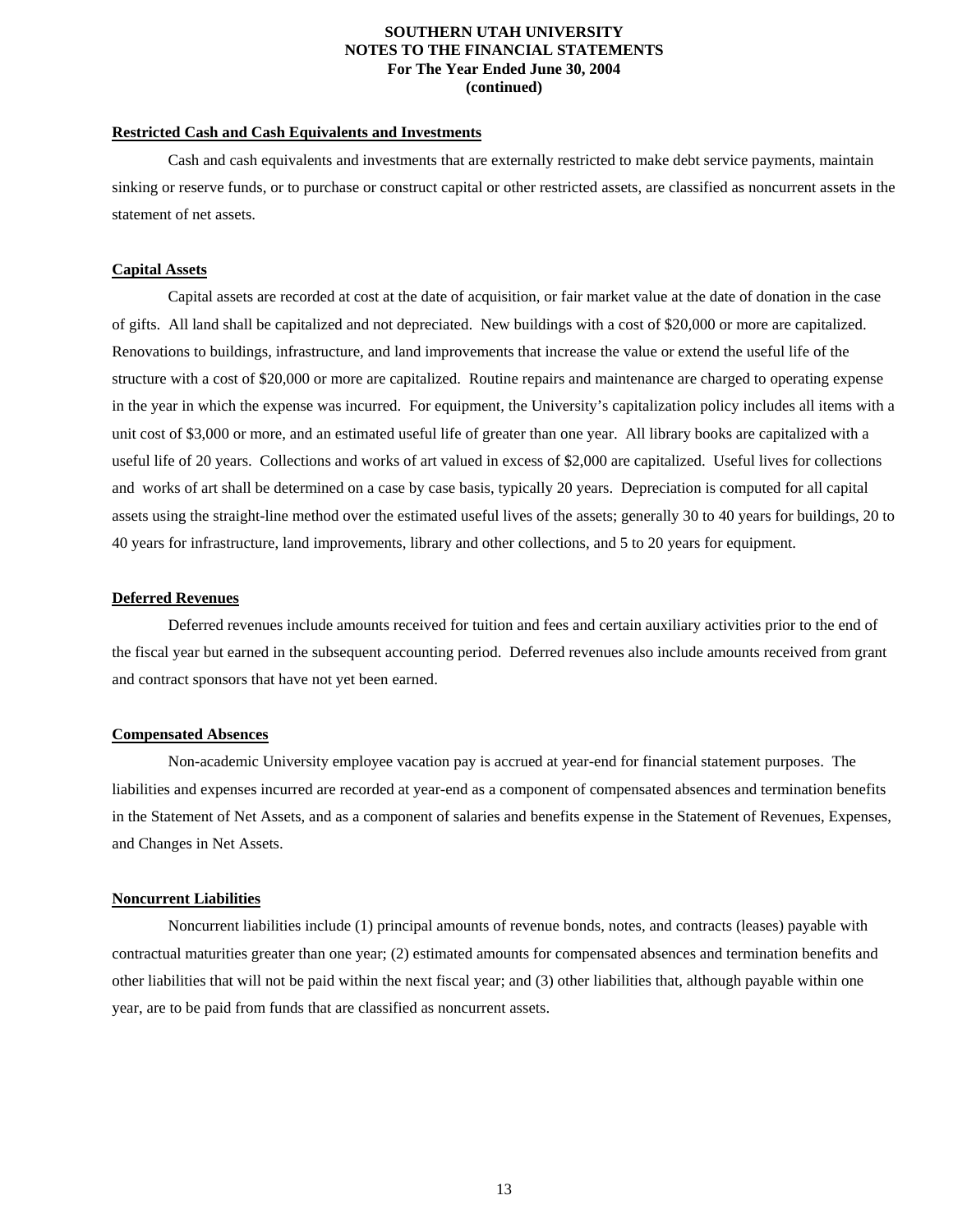**Restricted Cash and Cash Equivalents and Investments**

Cash and cash equivalents and investments that are externally restricted to make debt service payments, maintain sinking or reserve funds, or to purchase or construct capital or other restricted assets, are classified as noncurrent assets in the statement of net assets.

**Capital Assets**

Capital assets are recorded at cost at the date of acquisition, or fair market value at the date of donation in the case of gifts. All land shall be capitalized and not depreciated. New buildings with a cost of $20,000 or more are capitalized. Renovations to buildings, infrastructure, and land improvements that increase the value or extend the useful life of the structure with a cost of $20,000 or more are capitalized. Routine repairs and maintenance are charged to operating expense in the year in which the expense was incurred. For equipment, the University's capitalization policy includes all items with a unit cost of $3,000 or more, and an estimated useful life of greater than one year. All library books are capitalized with a useful life of 20 years. Collections and works of art valued in excess of $2,000 are capitalized. Useful lives for collections and works of art shall be determined on a case by case basis, typically 20 years. Depreciation is computed for all capital assets using the straight-line method over the estimated useful lives of the assets; generally 30 to 40 years for buildings, 20 to 40 years for infrastructure, land improvements, library and other collections, and 5 to 20 years for equipment.

**Deferred Revenues**

Deferred revenues include amounts received for tuition and fees and certain auxiliary activities prior to the end of the fiscal year but earned in the subsequent accounting period. Deferred revenues also include amounts received from grant and contract sponsors that have not yet been earned.

**Compensated Absences**

Non-academic University employee vacation pay is accrued at year-end for financial statement purposes. The liabilities and expenses incurred are recorded at year-end as a component of compensated absences and termination benefits in the Statement of Net Assets, and as a component of salaries and benefits expense in the Statement of Revenues, Expenses, and Changes in Net Assets.

**Noncurrent Liabilities**

Noncurrent liabilities include (1) principal amounts of revenue bonds, notes, and contracts (leases) payable with contractual maturities greater than one year; (2) estimated amounts for compensated absences and termination benefits and other liabilities that will not be paid within the next fiscal year; and (3) other liabilities that, although payable within one year, are to be paid from funds that are classified as noncurrent assets.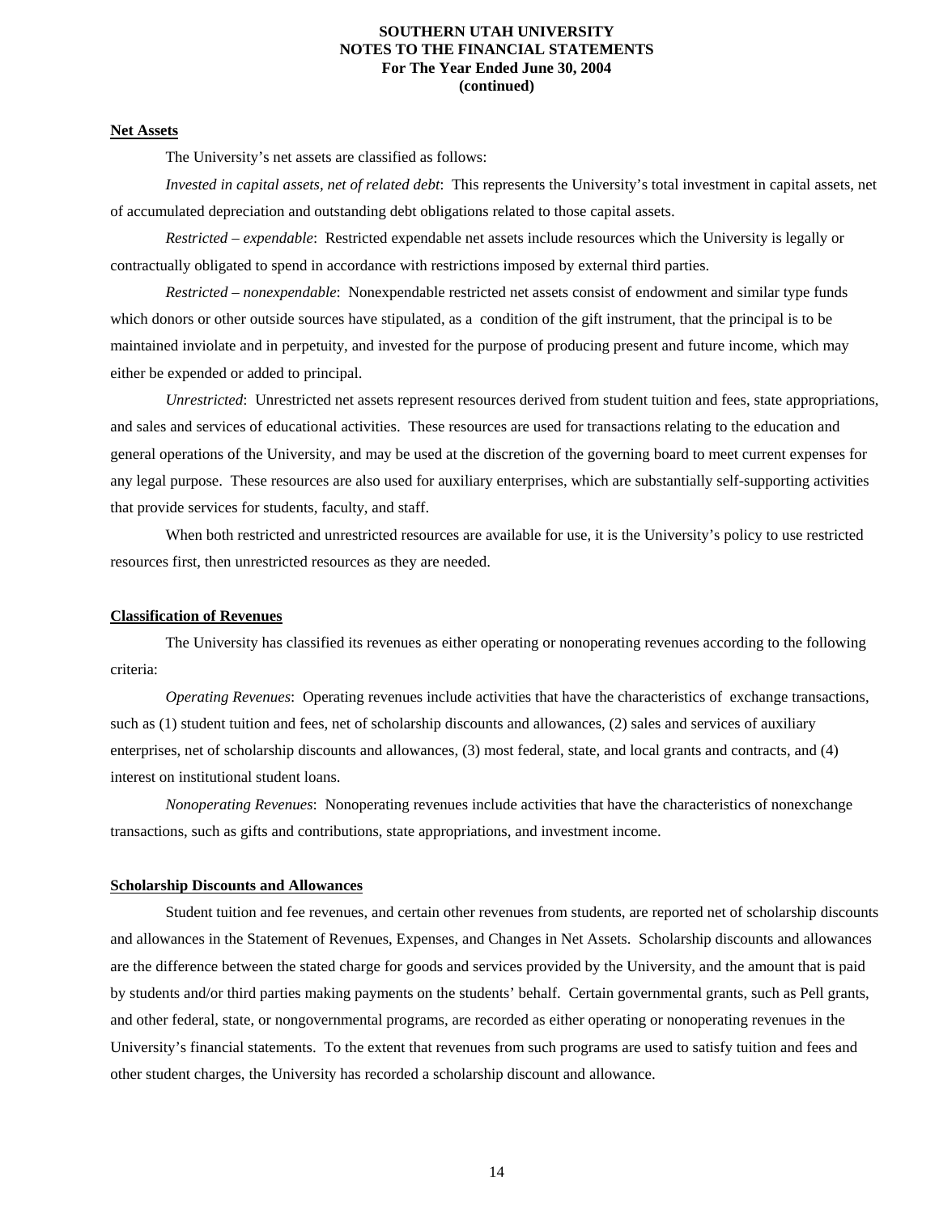#### Net Assets

The University's net assets are classified as follows:

*Invested in capital assets, net of related debt*: This represents the University's total investment in capital assets, net of accumulated depreciation and outstanding debt obligations related to those capital assets.

*Restricted – expendable*: Restricted expendable net assets include resources which the University is legally or contractually obligated to spend in accordance with restrictions imposed by external third parties.

*Restricted – nonexpendable*: Nonexpendable restricted net assets consist of endowment and similar type funds which donors or other outside sources have stipulated, as a condition of the gift instrument, that the principal is to be maintained inviolate and in perpetuity, and invested for the purpose of producing present and future income, which may either be expended or added to principal.

*Unrestricted*: Unrestricted net assets represent resources derived from student tuition and fees, state appropriations, and sales and services of educational activities. These resources are used for transactions relating to the education and general operations of the University, and may be used at the discretion of the governing board to meet current expenses for any legal purpose. These resources are also used for auxiliary enterprises, which are substantially self-supporting activities that provide services for students, faculty, and staff.

When both restricted and unrestricted resources are available for use, it is the University's policy to use restricted resources first, then unrestricted resources as they are needed.

#### Classification of Revenues

The University has classified its revenues as either operating or nonoperating revenues according to the following criteria:

*Operating Revenues*: Operating revenues include activities that have the characteristics of exchange transactions, such as (1) student tuition and fees, net of scholarship discounts and allowances, (2) sales and services of auxiliary enterprises, net of scholarship discounts and allowances, (3) most federal, state, and local grants and contracts, and (4) interest on institutional student loans.

*Nonoperating Revenues*: Nonoperating revenues include activities that have the characteristics of nonexchange transactions, such as gifts and contributions, state appropriations, and investment income.

#### Scholarship Discounts and Allowances

Student tuition and fee revenues, and certain other revenues from students, are reported net of scholarship discounts and allowances in the Statement of Revenues, Expenses, and Changes in Net Assets. Scholarship discounts and allowances are the difference between the stated charge for goods and services provided by the University, and the amount that is paid by students and/or third parties making payments on the students' behalf. Certain governmental grants, such as Pell grants, and other federal, state, or nongovernmental programs, are recorded as either operating or nonoperating revenues in the University's financial statements. To the extent that revenues from such programs are used to satisfy tuition and fees and other student charges, the University has recorded a scholarship discount and allowance.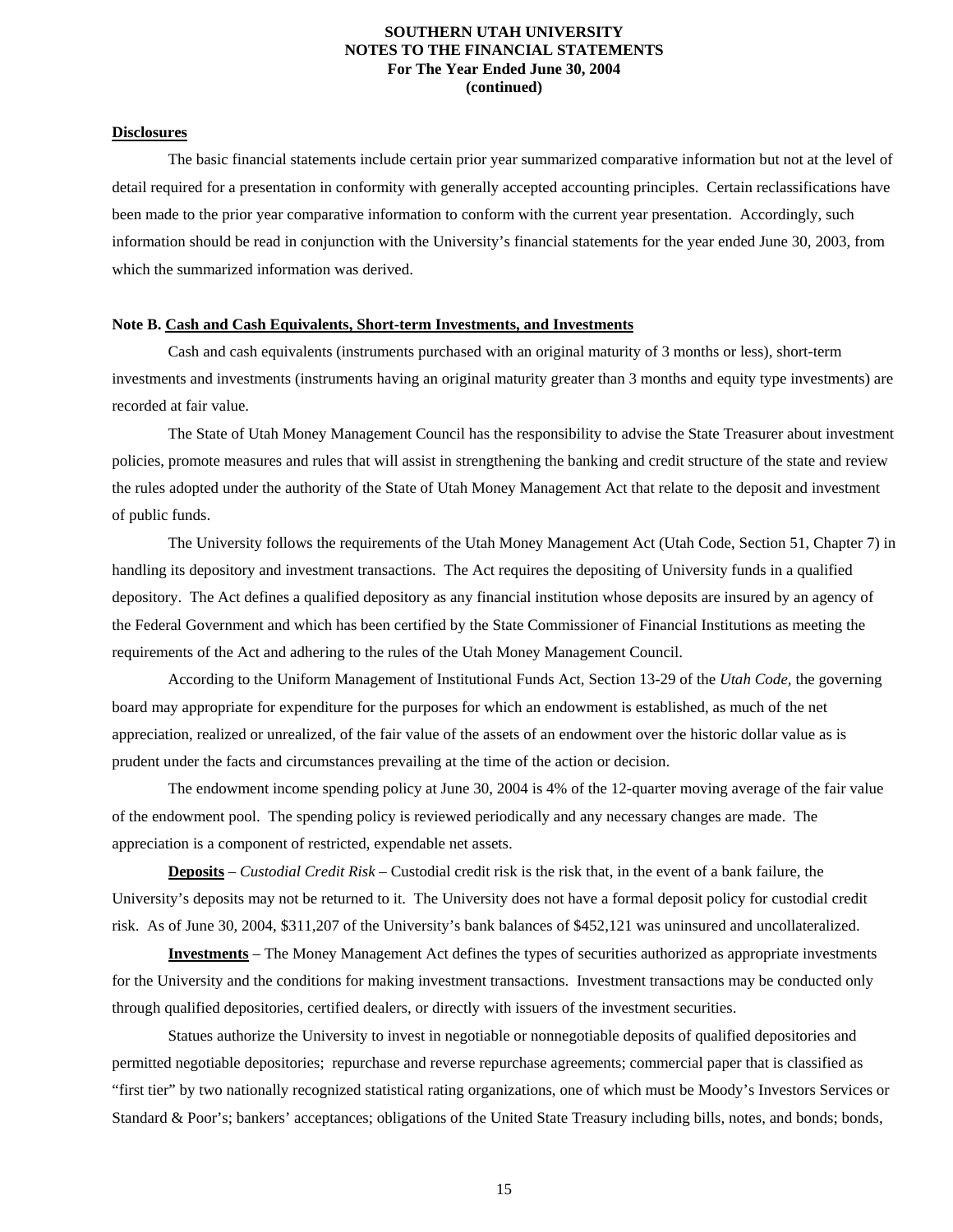**Disclosures**

The basic financial statements include certain prior year summarized comparative information but not at the level of detail required for a presentation in conformity with generally accepted accounting principles. Certain reclassifications have been made to the prior year comparative information to conform with the current year presentation. Accordingly, such information should be read in conjunction with the University's financial statements for the year ended June 30, 2003, from which the summarized information was derived.

**Note B. Cash and Cash Equivalents, Short-term Investments, and Investments**

Cash and cash equivalents (instruments purchased with an original maturity of 3 months or less), short-term investments and investments (instruments having an original maturity greater than 3 months and equity type investments) are recorded at fair value.

The State of Utah Money Management Council has the responsibility to advise the State Treasurer about investment policies, promote measures and rules that will assist in strengthening the banking and credit structure of the state and review the rules adopted under the authority of the State of Utah Money Management Act that relate to the deposit and investment of public funds.

The University follows the requirements of the Utah Money Management Act (Utah Code, Section 51, Chapter 7) in handling its depository and investment transactions. The Act requires the depositing of University funds in a qualified depository. The Act defines a qualified depository as any financial institution whose deposits are insured by an agency of the Federal Government and which has been certified by the State Commissioner of Financial Institutions as meeting the requirements of the Act and adhering to the rules of the Utah Money Management Council.

According to the Uniform Management of Institutional Funds Act, Section 13-29 of the *Utah Code*, the governing board may appropriate for expenditure for the purposes for which an endowment is established, as much of the net appreciation, realized or unrealized, of the fair value of the assets of an endowment over the historic dollar value as is prudent under the facts and circumstances prevailing at the time of the action or decision.

The endowment income spending policy at June 30, 2004 is 4% of the 12-quarter moving average of the fair value of the endowment pool. The spending policy is reviewed periodically and any necessary changes are made. The appreciation is a component of restricted, expendable net assets.

**Deposits** – *Custodial Credit Risk* – Custodial credit risk is the risk that, in the event of a bank failure, the University's deposits may not be returned to it. The University does not have a formal deposit policy for custodial credit risk. As of June 30, 2004, $311,207 of the University's bank balances of $452,121 was uninsured and uncollateralized.

**Investments** – The Money Management Act defines the types of securities authorized as appropriate investments for the University and the conditions for making investment transactions. Investment transactions may be conducted only through qualified depositories, certified dealers, or directly with issuers of the investment securities.

Statues authorize the University to invest in negotiable or nonnegotiable deposits of qualified depositories and permitted negotiable depositories; repurchase and reverse repurchase agreements; commercial paper that is classified as "first tier" by two nationally recognized statistical rating organizations, one of which must be Moody's Investors Services or Standard & Poor's; bankers' acceptances; obligations of the United State Treasury including bills, notes, and bonds; bonds,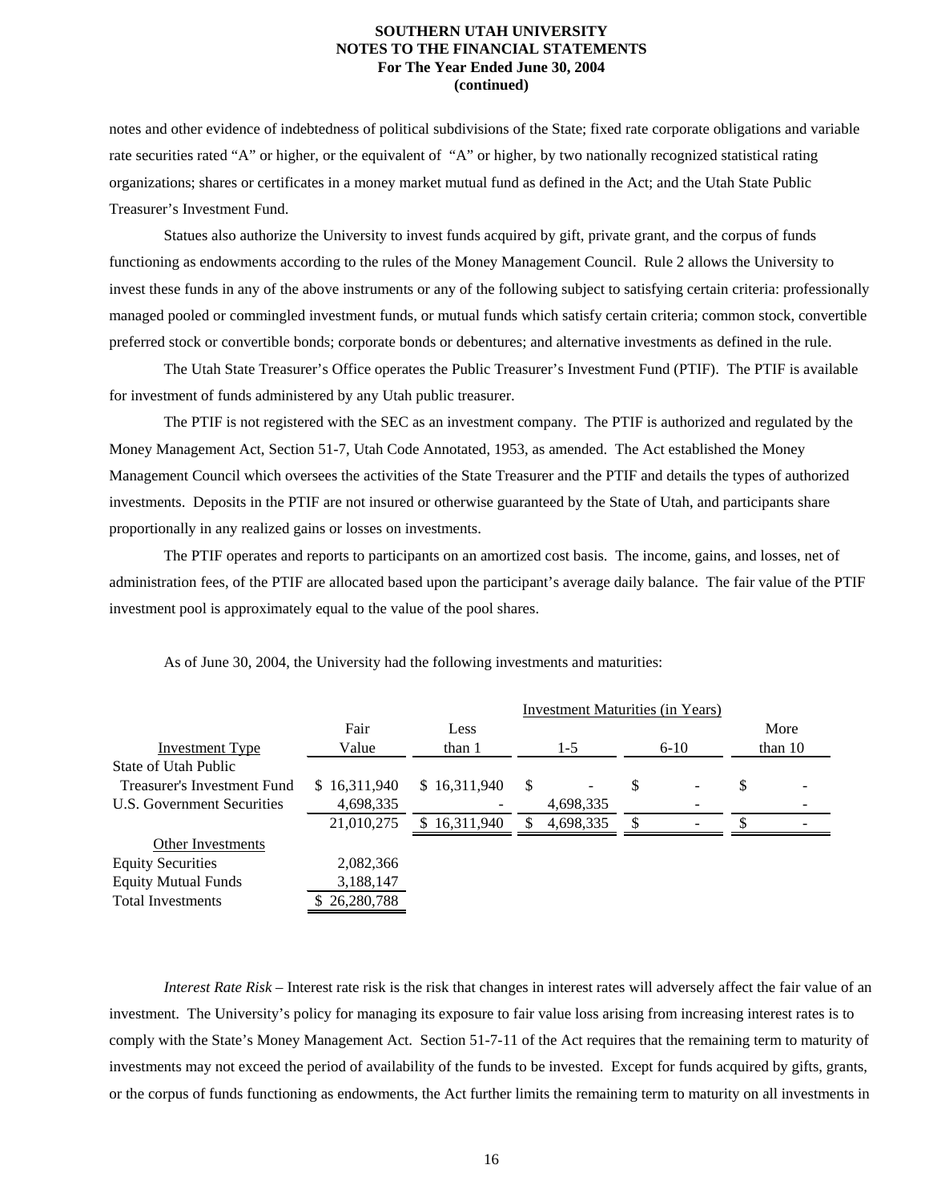notes and other evidence of indebtedness of political subdivisions of the State; fixed rate corporate obligations and variable rate securities rated "A" or higher, or the equivalent of "A" or higher, by two nationally recognized statistical rating organizations; shares or certificates in a money market mutual fund as defined in the Act; and the Utah State Public Treasurer's Investment Fund.

Statues also authorize the University to invest funds acquired by gift, private grant, and the corpus of funds functioning as endowments according to the rules of the Money Management Council. Rule 2 allows the University to invest these funds in any of the above instruments or any of the following subject to satisfying certain criteria: professionally managed pooled or commingled investment funds, or mutual funds which satisfy certain criteria; common stock, convertible preferred stock or convertible bonds; corporate bonds or debentures; and alternative investments as defined in the rule.

The Utah State Treasurer's Office operates the Public Treasurer's Investment Fund (PTIF). The PTIF is available for investment of funds administered by any Utah public treasurer.

The PTIF is not registered with the SEC as an investment company. The PTIF is authorized and regulated by the Money Management Act, Section 51-7, Utah Code Annotated, 1953, as amended. The Act established the Money Management Council which oversees the activities of the State Treasurer and the PTIF and details the types of authorized investments. Deposits in the PTIF are not insured or otherwise guaranteed by the State of Utah, and participants share proportionally in any realized gains or losses on investments.

The PTIF operates and reports to participants on an amortized cost basis. The income, gains, and losses, net of administration fees, of the PTIF are allocated based upon the participant's average daily balance. The fair value of the PTIF investment pool is approximately equal to the value of the pool shares.

As of June 30, 2004, the University had the following investments and maturities:

| | | Investment Maturities (in Years) | | | |
|---|---|---|---|---|---|
| Investment Type | Fair Value | Less than 1 | 1-5 | 6-10 | More than 10 |
| State of Utah Public Treasurer's Investment Fund | $ 16,311,940 | $ 16,311,940 | $ - | $ - | $ - |
| U.S. Government Securities | 4,698,335 | - | 4,698,335 | - | - |
| | 21,010,275 | $ 16,311,940 | $ 4,698,335 | $ - | $ - |
| Other Investments | | | | | |
| Equity Securities | 2,082,366 | | | | |
| Equity Mutual Funds | 3,188,147 | | | | |
| Total Investments | $ 26,280,788 | | | | |

*Interest Rate Risk* – Interest rate risk is the risk that changes in interest rates will adversely affect the fair value of an investment. The University's policy for managing its exposure to fair value loss arising from increasing interest rates is to comply with the State's Money Management Act. Section 51-7-11 of the Act requires that the remaining term to maturity of investments may not exceed the period of availability of the funds to be invested. Except for funds acquired by gifts, grants, or the corpus of funds functioning as endowments, the Act further limits the remaining term to maturity on all investments in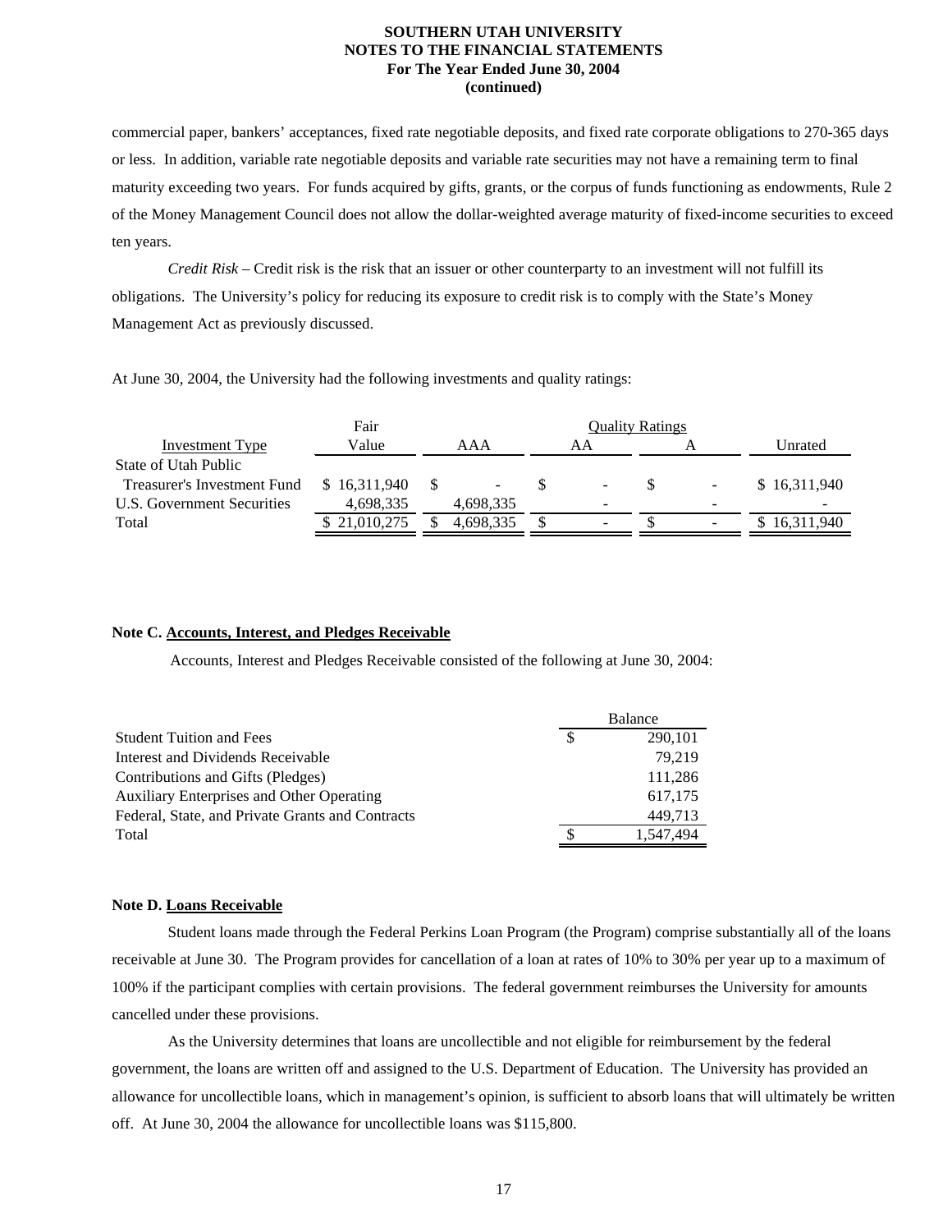commercial paper, bankers' acceptances, fixed rate negotiable deposits, and fixed rate corporate obligations to 270-365 days or less. In addition, variable rate negotiable deposits and variable rate securities may not have a remaining term to final maturity exceeding two years. For funds acquired by gifts, grants, or the corpus of funds functioning as endowments, Rule 2 of the Money Management Council does not allow the dollar-weighted average maturity of fixed-income securities to exceed ten years.

*Credit Risk* – Credit risk is the risk that an issuer or other counterparty to an investment will not fulfill its obligations. The University's policy for reducing its exposure to credit risk is to comply with the State's Money Management Act as previously discussed.

At June 30, 2004, the University had the following investments and quality ratings:

| | Fair | Quality Ratings | | | |
|---|---|---|---|---|---|
| Investment Type | Value | AAA | AA | A | Unrated |
| State of Utah Public Treasurer's Investment Fund | $ 16,311,940 | $ - | $ - | $ - | $ 16,311,940 |
| U.S. Government Securities | 4,698,335 | 4,698,335 | - | - | - |
| Total | $ 21,010,275 | $ 4,698,335 | $ - | $ - | $ 16,311,940 |

**Note C. Accounts, Interest, and Pledges Receivable**

Accounts, Interest and Pledges Receivable consisted of the following at June 30, 2004:

| | Balance |
|---|---|
| Student Tuition and Fees | $ 290,101 |
| Interest and Dividends Receivable | 79,219 |
| Contributions and Gifts (Pledges) | 111,286 |
| Auxiliary Enterprises and Other Operating | 617,175 |
| Federal, State, and Private Grants and Contracts | 449,713 |
| Total | $ 1,547,494 |

**Note D. Loans Receivable**

Student loans made through the Federal Perkins Loan Program (the Program) comprise substantially all of the loans receivable at June 30. The Program provides for cancellation of a loan at rates of 10% to 30% per year up to a maximum of 100% if the participant complies with certain provisions. The federal government reimburses the University for amounts cancelled under these provisions.

As the University determines that loans are uncollectible and not eligible for reimbursement by the federal government, the loans are written off and assigned to the U.S. Department of Education. The University has provided an allowance for uncollectible loans, which in management's opinion, is sufficient to absorb loans that will ultimately be written off. At June 30, 2004 the allowance for uncollectible loans was $115,800.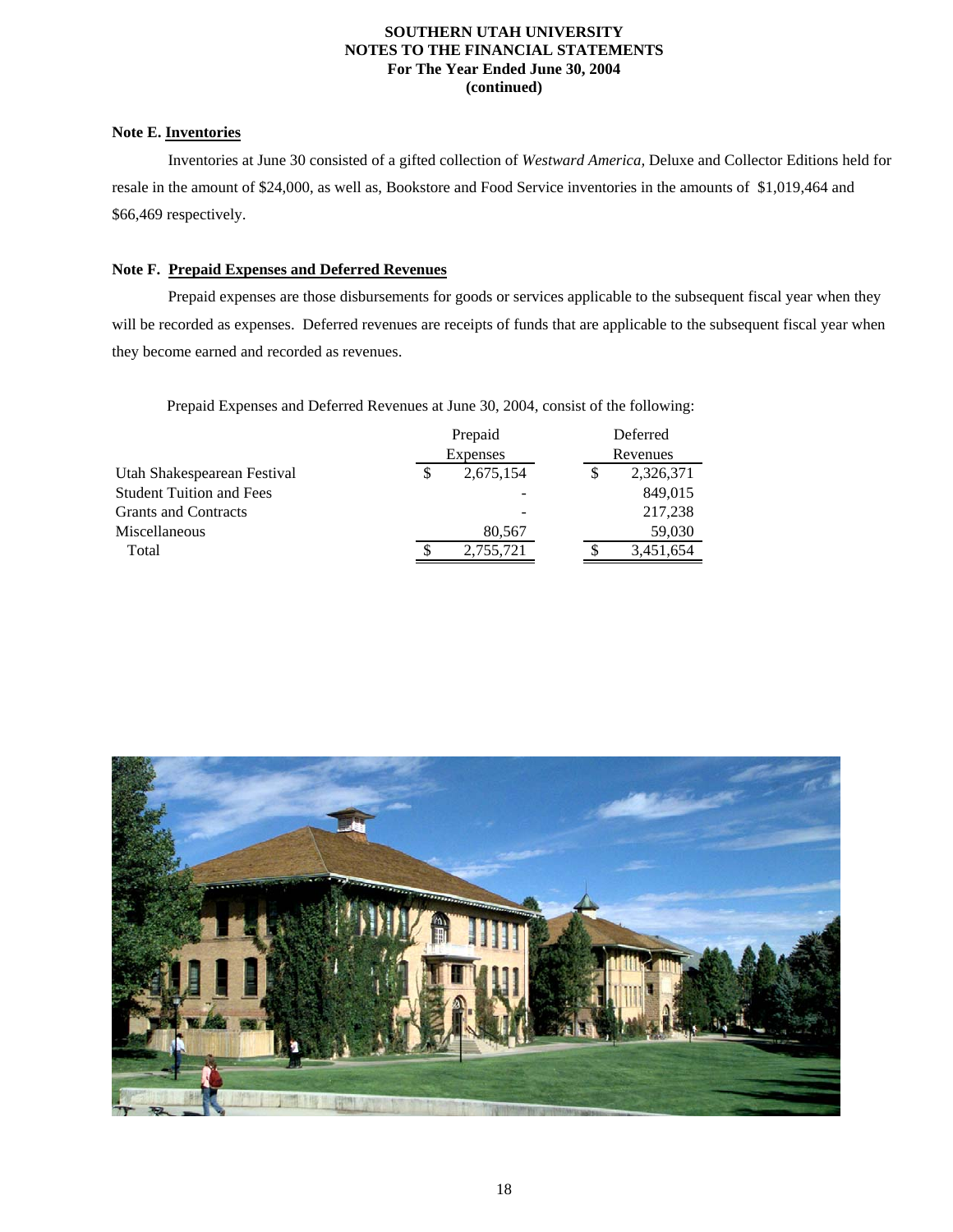### Note E. Inventories

Inventories at June 30 consisted of a gifted collection of *Westward America,* Deluxe and Collector Editions held for resale in the amount of $24,000, as well as, Bookstore and Food Service inventories in the amounts of $1,019,464 and $66,469 respectively.

### Note F. Prepaid Expenses and Deferred Revenues

Prepaid expenses are those disbursements for goods or services applicable to the subsequent fiscal year when they will be recorded as expenses. Deferred revenues are receipts of funds that are applicable to the subsequent fiscal year when they become earned and recorded as revenues.

Prepaid Expenses and Deferred Revenues at June 30, 2004, consist of the following:

| | Prepaid Expenses | Deferred Revenues |
|---|---|---|
| Utah Shakespearean Festival | $ 2,675,154 | $ 2,326,371 |
| Student Tuition and Fees | - | 849,015 |
| Grants and Contracts | - | 217,238 |
| Miscellaneous | 80,567 | 59,030 |
| Total | $ 2,755,721 | $ 3,451,654 |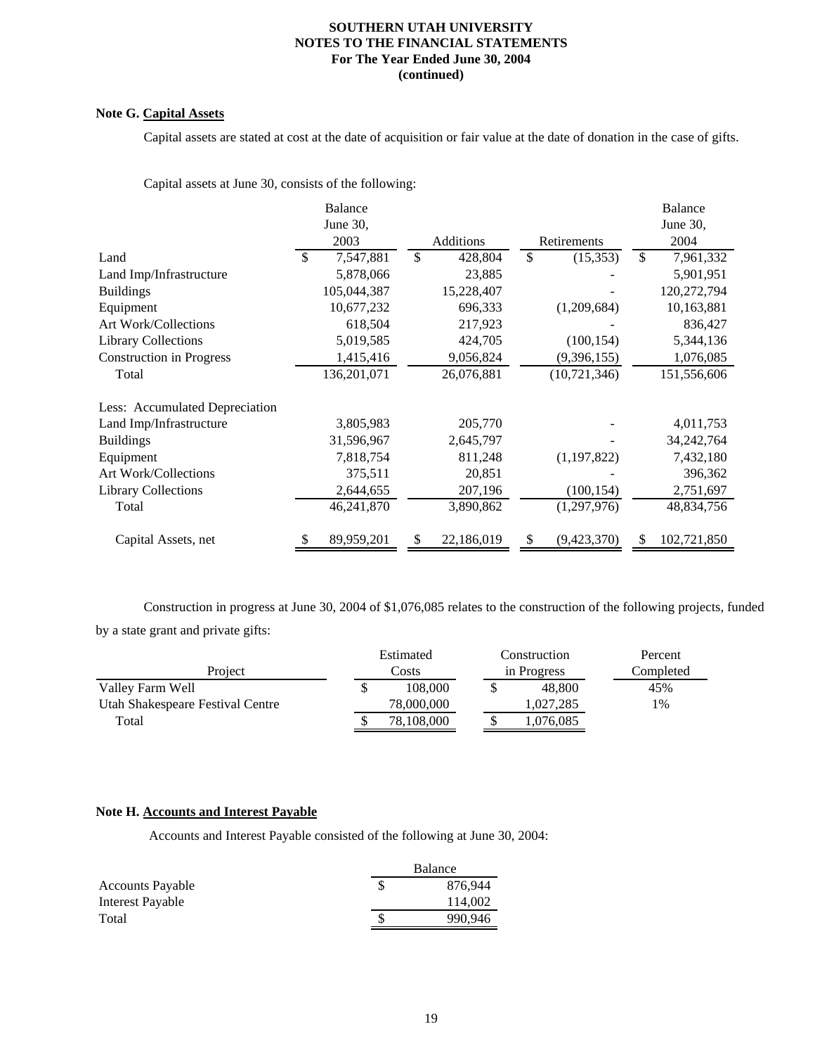**SOUTHERN UTAH UNIVERSITY**
**NOTES TO THE FINANCIAL STATEMENTS**
**For The Year Ended June 30, 2004**
**(continued)**

**Note G. Capital Assets**

Capital assets are stated at cost at the date of acquisition or fair value at the date of donation in the case of gifts.

Capital assets at June 30, consists of the following:

| | Balance June 30, 2003 | Additions | Retirements | Balance June 30, 2004 |
|---|---|---|---|---|
| Land | $ 7,547,881 | $ 428,804 | $ (15,353) | $ 7,961,332 |
| Land Imp/Infrastructure | 5,878,066 | 23,885 | - | 5,901,951 |
| Buildings | 105,044,387 | 15,228,407 | - | 120,272,794 |
| Equipment | 10,677,232 | 696,333 | (1,209,684) | 10,163,881 |
| Art Work/Collections | 618,504 | 217,923 | - | 836,427 |
| Library Collections | 5,019,585 | 424,705 | (100,154) | 5,344,136 |
| Construction in Progress | 1,415,416 | 9,056,824 | (9,396,155) | 1,076,085 |
| Total | 136,201,071 | 26,076,881 | (10,721,346) | 151,556,606 |
| Less: Accumulated Depreciation | | | | |
| Land Imp/Infrastructure | 3,805,983 | 205,770 | - | 4,011,753 |
| Buildings | 31,596,967 | 2,645,797 | - | 34,242,764 |
| Equipment | 7,818,754 | 811,248 | (1,197,822) | 7,432,180 |
| Art Work/Collections | 375,511 | 20,851 | - | 396,362 |
| Library Collections | 2,644,655 | 207,196 | (100,154) | 2,751,697 |
| Total | 46,241,870 | 3,890,862 | (1,297,976) | 48,834,756 |
| Capital Assets, net | $ 89,959,201 | $ 22,186,019 | $ (9,423,370) | $ 102,721,850 |

Construction in progress at June 30, 2004 of $1,076,085 relates to the construction of the following projects, funded by a state grant and private gifts:

| Project | Estimated Costs | Construction in Progress | Percent Completed |
|---|---|---|---|
| Valley Farm Well | $ 108,000 | $ 48,800 | 45% |
| Utah Shakespeare Festival Centre | 78,000,000 | 1,027,285 | 1% |
| Total | $ 78,108,000 | $ 1,076,085 | |

**Note H. Accounts and Interest Payable**

Accounts and Interest Payable consisted of the following at June 30, 2004:

| | Balance |
|---|---|
| Accounts Payable | $ 876,944 |
| Interest Payable | 114,002 |
| Total | $ 990,946 |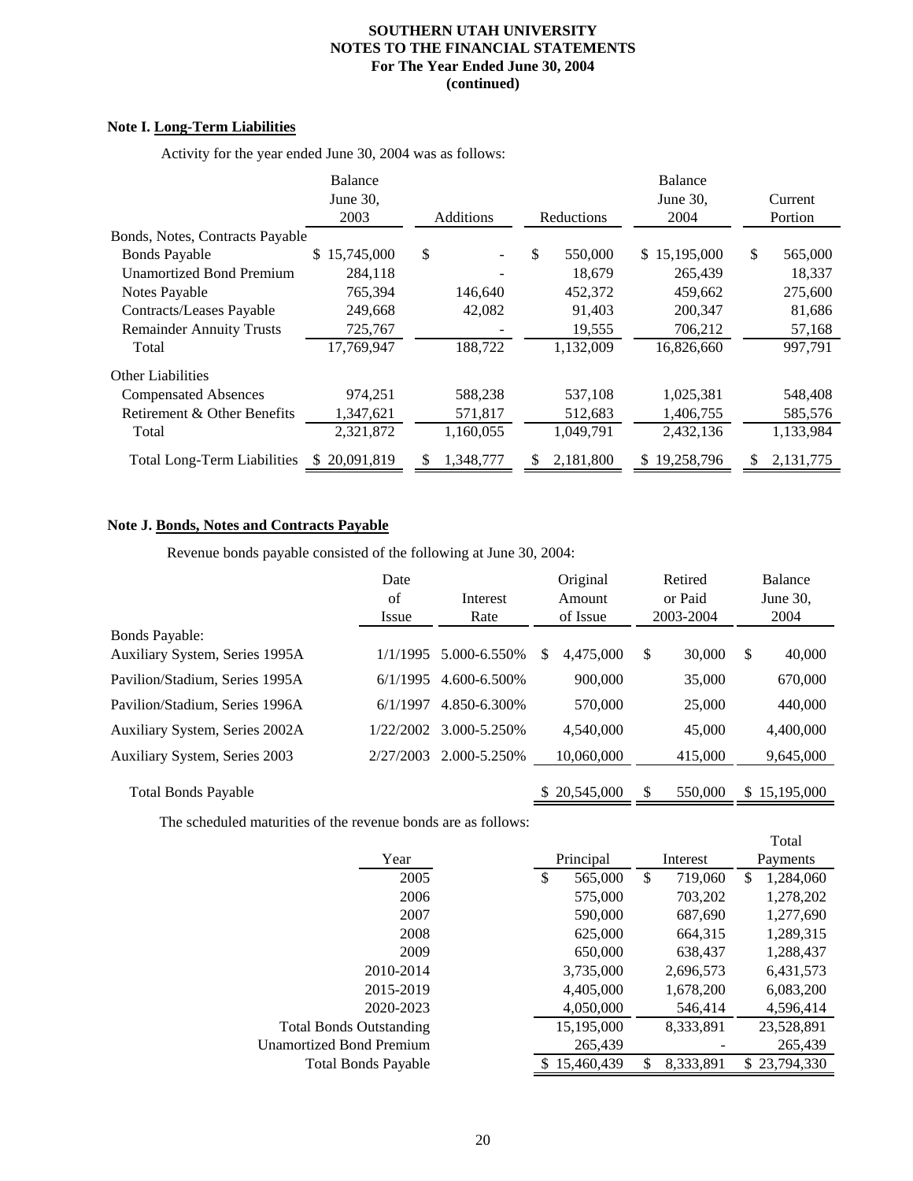**SOUTHERN UTAH UNIVERSITY**
**NOTES TO THE FINANCIAL STATEMENTS**
**For The Year Ended June 30, 2004**
**(continued)**

**Note I. Long-Term Liabilities**

Activity for the year ended June 30, 2004 was as follows:

| | Balance June 30, 2003 | Additions | Reductions | Balance June 30, 2004 | Current Portion |
|---|---|---|---|---|---|
| Bonds, Notes, Contracts Payable | | | | | |
| Bonds Payable | $ 15,745,000 | $ - | $ 550,000 | $ 15,195,000 | $ 565,000 |
| Unamortized Bond Premium | 284,118 | - | 18,679 | 265,439 | 18,337 |
| Notes Payable | 765,394 | 146,640 | 452,372 | 459,662 | 275,600 |
| Contracts/Leases Payable | 249,668 | 42,082 | 91,403 | 200,347 | 81,686 |
| Remainder Annuity Trusts | 725,767 | - | 19,555 | 706,212 | 57,168 |
| Total | 17,769,947 | 188,722 | 1,132,009 | 16,826,660 | 997,791 |
| Other Liabilities | | | | | |
| Compensated Absences | 974,251 | 588,238 | 537,108 | 1,025,381 | 548,408 |
| Retirement & Other Benefits | 1,347,621 | 571,817 | 512,683 | 1,406,755 | 585,576 |
| Total | 2,321,872 | 1,160,055 | 1,049,791 | 2,432,136 | 1,133,984 |
| Total Long-Term Liabilities | $ 20,091,819 | $ 1,348,777 | $ 2,181,800 | $ 19,258,796 | $ 2,131,775 |

**Note J. Bonds, Notes and Contracts Payable**

Revenue bonds payable consisted of the following at June 30, 2004:

| | Date of Issue | Interest Rate | Original Amount of Issue | Retired or Paid 2003-2004 | Balance June 30, 2004 |
|---|---|---|---|---|---|
| Bonds Payable: | | | | | |
| Auxiliary System, Series 1995A | 1/1/1995 | 5.000-6.550% | $ 4,475,000 | $ 30,000 | $ 40,000 |
| Pavilion/Stadium, Series 1995A | 6/1/1995 | 4.600-6.500% | 900,000 | 35,000 | 670,000 |
| Pavilion/Stadium, Series 1996A | 6/1/1997 | 4.850-6.300% | 570,000 | 25,000 | 440,000 |
| Auxiliary System, Series 2002A | 1/22/2002 | 3.000-5.250% | 4,540,000 | 45,000 | 4,400,000 |
| Auxiliary System, Series 2003 | 2/27/2003 | 2.000-5.250% | 10,060,000 | 415,000 | 9,645,000 |
| Total Bonds Payable | | | $ 20,545,000 | $ 550,000 | $ 15,195,000 |

The scheduled maturities of the revenue bonds are as follows:

| Year | Principal | Interest | Total Payments |
|---|---|---|---|
| 2005 | $ 565,000 | $ 719,060 | $ 1,284,060 |
| 2006 | 575,000 | 703,202 | 1,278,202 |
| 2007 | 590,000 | 687,690 | 1,277,690 |
| 2008 | 625,000 | 664,315 | 1,289,315 |
| 2009 | 650,000 | 638,437 | 1,288,437 |
| 2010-2014 | 3,735,000 | 2,696,573 | 6,431,573 |
| 2015-2019 | 4,405,000 | 1,678,200 | 6,083,200 |
| 2020-2023 | 4,050,000 | 546,414 | 4,596,414 |
| Total Bonds Outstanding | 15,195,000 | 8,333,891 | 23,528,891 |
| Unamortized Bond Premium | 265,439 | - | 265,439 |
| Total Bonds Payable | $ 15,460,439 | $ 8,333,891 | $ 23,794,330 |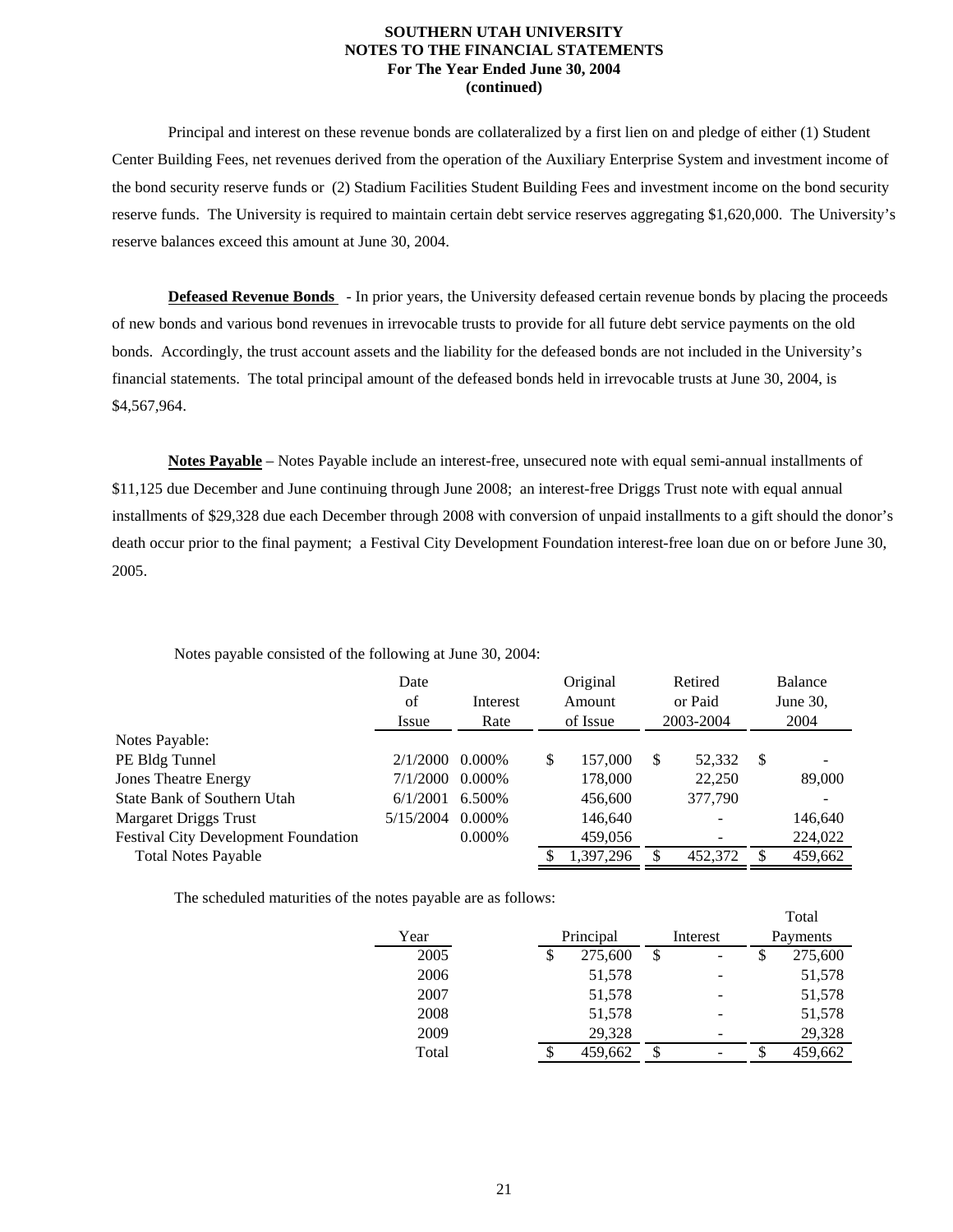**SOUTHERN UTAH UNIVERSITY**
**NOTES TO THE FINANCIAL STATEMENTS**
**For The Year Ended June 30, 2004**
**(continued)**

Principal and interest on these revenue bonds are collateralized by a first lien on and pledge of either (1) Student Center Building Fees, net revenues derived from the operation of the Auxiliary Enterprise System and investment income of the bond security reserve funds or (2) Stadium Facilities Student Building Fees and investment income on the bond security reserve funds. The University is required to maintain certain debt service reserves aggregating $1,620,000. The University's reserve balances exceed this amount at June 30, 2004.

**Defeased Revenue Bonds** - In prior years, the University defeased certain revenue bonds by placing the proceeds of new bonds and various bond revenues in irrevocable trusts to provide for all future debt service payments on the old bonds. Accordingly, the trust account assets and the liability for the defeased bonds are not included in the University's financial statements. The total principal amount of the defeased bonds held in irrevocable trusts at June 30, 2004, is $4,567,964.

**Notes Payable** – Notes Payable include an interest-free, unsecured note with equal semi-annual installments of $11,125 due December and June continuing through June 2008; an interest-free Driggs Trust note with equal annual installments of $29,328 due each December through 2008 with conversion of unpaid installments to a gift should the donor's death occur prior to the final payment; a Festival City Development Foundation interest-free loan due on or before June 30, 2005.

Notes payable consisted of the following at June 30, 2004:

| | Date of Issue | Interest Rate | Original Amount of Issue | Retired or Paid 2003-2004 | Balance June 30, 2004 |
|---|---|---|---|---|---|
| Notes Payable: | | | | | |
| PE Bldg Tunnel | 2/1/2000 | 0.000% | $ 157,000 | $ 52,332 | $ - |
| Jones Theatre Energy | 7/1/2000 | 0.000% | 178,000 | 22,250 | 89,000 |
| State Bank of Southern Utah | 6/1/2001 | 6.500% | 456,600 | 377,790 | - |
| Margaret Driggs Trust | 5/15/2004 | 0.000% | 146,640 | - | 146,640 |
| Festival City Development Foundation | | 0.000% | 459,056 | - | 224,022 |
| Total Notes Payable | | | $ 1,397,296 | $ 452,372 | $ 459,662 |

The scheduled maturities of the notes payable are as follows:

| Year | Principal | Interest | Total Payments |
|---|---|---|---|
| 2005 | $ 275,600 | $ - | $ 275,600 |
| 2006 | 51,578 | - | 51,578 |
| 2007 | 51,578 | - | 51,578 |
| 2008 | 51,578 | - | 51,578 |
| 2009 | 29,328 | - | 29,328 |
| Total | $ 459,662 | $ - | $ 459,662 |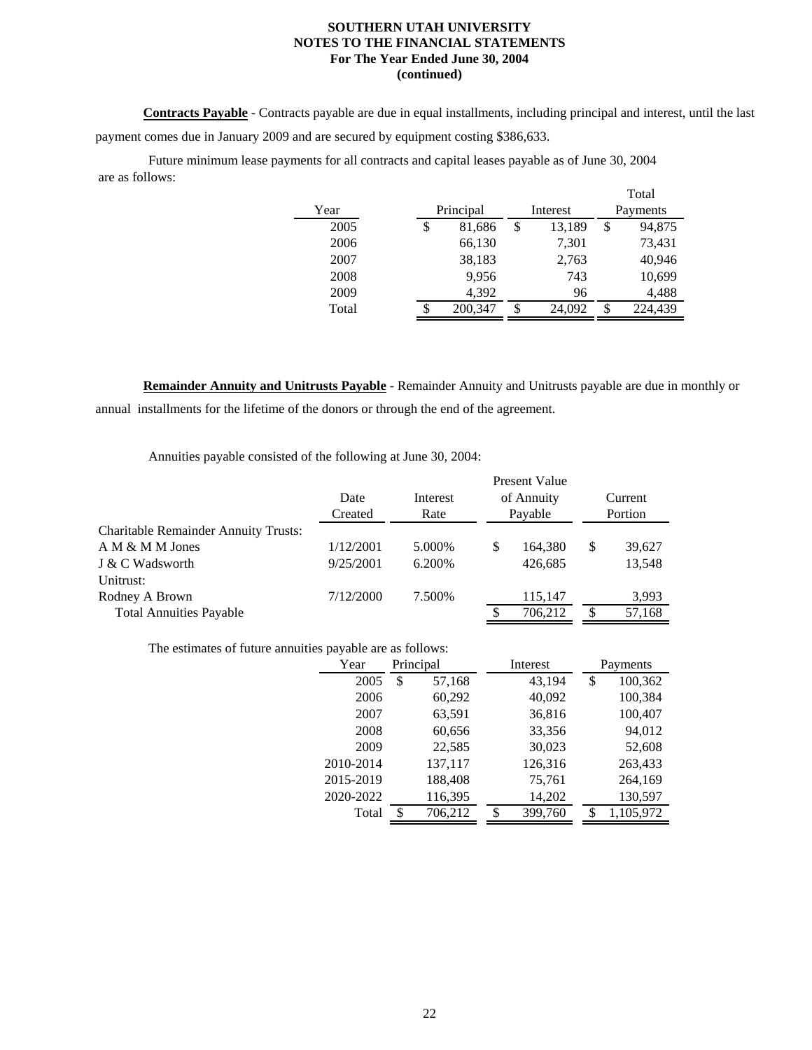**Contracts Payable** - Contracts payable are due in equal installments, including principal and interest, until the last payment comes due in January 2009 and are secured by equipment costing $386,633.

Future minimum lease payments for all contracts and capital leases payable as of June 30, 2004 are as follows:

| Year | Principal | Interest | Total Payments |
|---|---|---|---|
| 2005 | $ 81,686 | $ 13,189 | $ 94,875 |
| 2006 | 66,130 | 7,301 | 73,431 |
| 2007 | 38,183 | 2,763 | 40,946 |
| 2008 | 9,956 | 743 | 10,699 |
| 2009 | 4,392 | 96 | 4,488 |
| Total | $ 200,347 | $ 24,092 | $ 224,439 |

**Remainder Annuity and Unitrusts Payable** - Remainder Annuity and Unitrusts payable are due in monthly or annual installments for the lifetime of the donors or through the end of the agreement.

Annuities payable consisted of the following at June 30, 2004:

| | Date Created | Interest Rate | Present Value of Annuity Payable | Current Portion |
|---|---|---|---|---|
| Charitable Remainder Annuity Trusts: | | | | |
| A M & M M Jones | 1/12/2001 | 5.000% | $ 164,380 | $ 39,627 |
| J & C Wadsworth | 9/25/2001 | 6.200% | 426,685 | 13,548 |
| Unitrust: | | | | |
| Rodney A Brown | 7/12/2000 | 7.500% | 115,147 | 3,993 |
| Total Annuities Payable | | | $ 706,212 | $ 57,168 |

The estimates of future annuities payable are as follows:

| Year | Principal | Interest | Payments |
|---|---|---|---|
| 2005 | $ 57,168 | 43,194 | $ 100,362 |
| 2006 | 60,292 | 40,092 | 100,384 |
| 2007 | 63,591 | 36,816 | 100,407 |
| 2008 | 60,656 | 33,356 | 94,012 |
| 2009 | 22,585 | 30,023 | 52,608 |
| 2010-2014 | 137,117 | 126,316 | 263,433 |
| 2015-2019 | 188,408 | 75,761 | 264,169 |
| 2020-2022 | 116,395 | 14,202 | 130,597 |
| Total | $ 706,212 | $ 399,760 | $ 1,105,972 |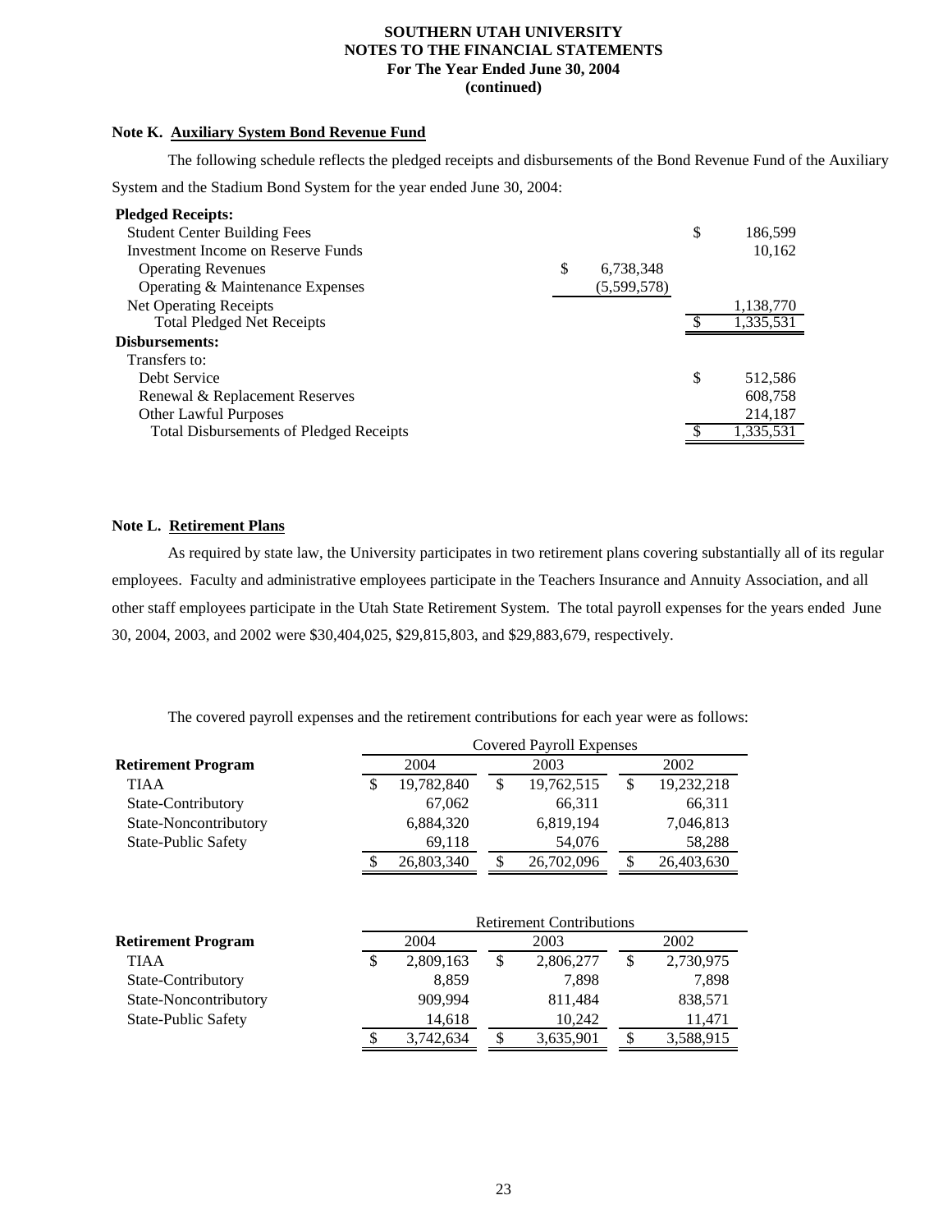**SOUTHERN UTAH UNIVERSITY**
**NOTES TO THE FINANCIAL STATEMENTS**
**For The Year Ended June 30, 2004**
**(continued)**

### Note K. Auxiliary System Bond Revenue Fund

The following schedule reflects the pledged receipts and disbursements of the Bond Revenue Fund of the Auxiliary System and the Stadium Bond System for the year ended June 30, 2004:

| | | |
|---|---|---|
| **Pledged Receipts:** | | |
| Student Center Building Fees | | $ 186,599 |
| Investment Income on Reserve Funds | | 10,162 |
| Operating Revenues | $ 6,738,348 | |
| Operating & Maintenance Expenses | (5,599,578) | |
| Net Operating Receipts | | 1,138,770 |
| Total Pledged Net Receipts | | $ 1,335,531 |
| **Disbursements:** | | |
| Transfers to: | | |
| Debt Service | | $ 512,586 |
| Renewal & Replacement Reserves | | 608,758 |
| Other Lawful Purposes | | 214,187 |
| Total Disbursements of Pledged Receipts | | $ 1,335,531 |

### Note L. Retirement Plans

As required by state law, the University participates in two retirement plans covering substantially all of its regular employees. Faculty and administrative employees participate in the Teachers Insurance and Annuity Association, and all other staff employees participate in the Utah State Retirement System. The total payroll expenses for the years ended June 30, 2004, 2003, and 2002 were $30,404,025, $29,815,803, and $29,883,679, respectively.

The covered payroll expenses and the retirement contributions for each year were as follows:

| | Covered Payroll Expenses | | |
|---|---|---|---|
| **Retirement Program** | 2004 | 2003 | 2002 |
| TIAA | $ 19,782,840 | $ 19,762,515 | $ 19,232,218 |
| State-Contributory | 67,062 | 66,311 | 66,311 |
| State-Noncontributory | 6,884,320 | 6,819,194 | 7,046,813 |
| State-Public Safety | 69,118 | 54,076 | 58,288 |
| | $ 26,803,340 | $ 26,702,096 | $ 26,403,630 |

| | Retirement Contributions | | |
|---|---|---|---|
| **Retirement Program** | 2004 | 2003 | 2002 |
| TIAA | $ 2,809,163 | $ 2,806,277 | $ 2,730,975 |
| State-Contributory | 8,859 | 7,898 | 7,898 |
| State-Noncontributory | 909,994 | 811,484 | 838,571 |
| State-Public Safety | 14,618 | 10,242 | 11,471 |
| | $ 3,742,634 | $ 3,635,901 | $ 3,588,915 |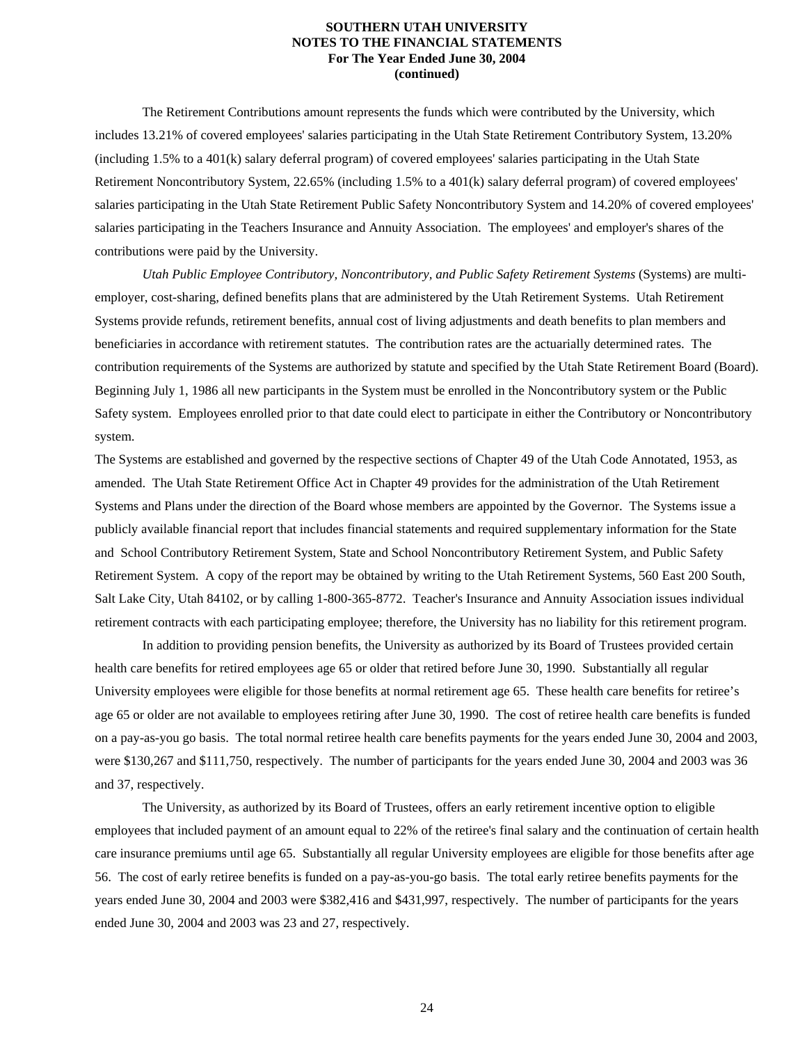The Retirement Contributions amount represents the funds which were contributed by the University, which includes 13.21% of covered employees' salaries participating in the Utah State Retirement Contributory System, 13.20% (including 1.5% to a 401(k) salary deferral program) of covered employees' salaries participating in the Utah State Retirement Noncontributory System, 22.65% (including 1.5% to a 401(k) salary deferral program) of covered employees' salaries participating in the Utah State Retirement Public Safety Noncontributory System and 14.20% of covered employees' salaries participating in the Teachers Insurance and Annuity Association. The employees' and employer's shares of the contributions were paid by the University.

*Utah Public Employee Contributory, Noncontributory, and Public Safety Retirement Systems* (Systems) are multi-employer, cost-sharing, defined benefits plans that are administered by the Utah Retirement Systems. Utah Retirement Systems provide refunds, retirement benefits, annual cost of living adjustments and death benefits to plan members and beneficiaries in accordance with retirement statutes. The contribution rates are the actuarially determined rates. The contribution requirements of the Systems are authorized by statute and specified by the Utah State Retirement Board (Board). Beginning July 1, 1986 all new participants in the System must be enrolled in the Noncontributory system or the Public Safety system. Employees enrolled prior to that date could elect to participate in either the Contributory or Noncontributory system.

The Systems are established and governed by the respective sections of Chapter 49 of the Utah Code Annotated, 1953, as amended. The Utah State Retirement Office Act in Chapter 49 provides for the administration of the Utah Retirement Systems and Plans under the direction of the Board whose members are appointed by the Governor. The Systems issue a publicly available financial report that includes financial statements and required supplementary information for the State and School Contributory Retirement System, State and School Noncontributory Retirement System, and Public Safety Retirement System. A copy of the report may be obtained by writing to the Utah Retirement Systems, 560 East 200 South, Salt Lake City, Utah 84102, or by calling 1-800-365-8772. Teacher's Insurance and Annuity Association issues individual retirement contracts with each participating employee; therefore, the University has no liability for this retirement program.

In addition to providing pension benefits, the University as authorized by its Board of Trustees provided certain health care benefits for retired employees age 65 or older that retired before June 30, 1990. Substantially all regular University employees were eligible for those benefits at normal retirement age 65. These health care benefits for retiree's age 65 or older are not available to employees retiring after June 30, 1990. The cost of retiree health care benefits is funded on a pay-as-you go basis. The total normal retiree health care benefits payments for the years ended June 30, 2004 and 2003, were \$130,267 and \$111,750, respectively. The number of participants for the years ended June 30, 2004 and 2003 was 36 and 37, respectively.

The University, as authorized by its Board of Trustees, offers an early retirement incentive option to eligible employees that included payment of an amount equal to 22% of the retiree's final salary and the continuation of certain health care insurance premiums until age 65. Substantially all regular University employees are eligible for those benefits after age 56. The cost of early retiree benefits is funded on a pay-as-you-go basis. The total early retiree benefits payments for the years ended June 30, 2004 and 2003 were \$382,416 and \$431,997, respectively. The number of participants for the years ended June 30, 2004 and 2003 was 23 and 27, respectively.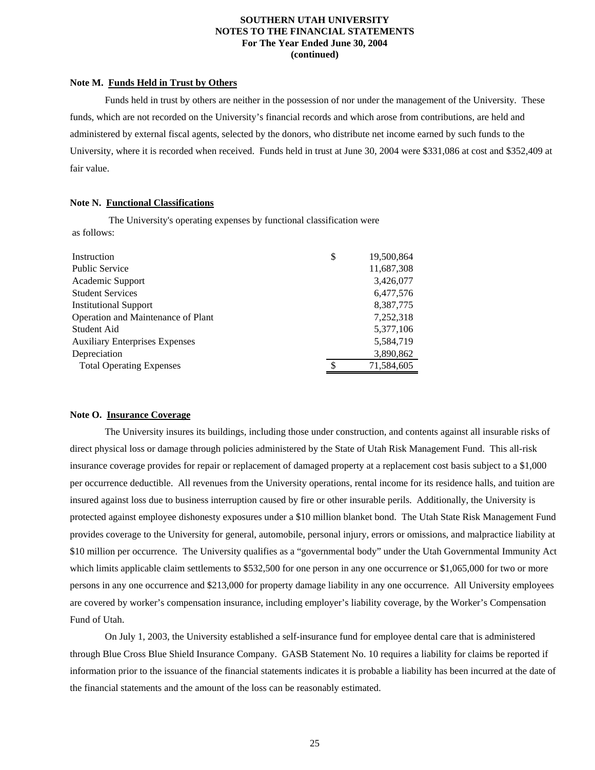**SOUTHERN UTAH UNIVERSITY**
**NOTES TO THE FINANCIAL STATEMENTS**
**For The Year Ended June 30, 2004**
**(continued)**

**Note M. Funds Held in Trust by Others**

Funds held in trust by others are neither in the possession of nor under the management of the University. These funds, which are not recorded on the University's financial records and which arose from contributions, are held and administered by external fiscal agents, selected by the donors, who distribute net income earned by such funds to the University, where it is recorded when received. Funds held in trust at June 30, 2004 were $331,086 at cost and $352,409 at fair value.

**Note N. Functional Classifications**

The University's operating expenses by functional classification were as follows:

| | | |
|---|---|---|
| Instruction | $ | 19,500,864 |
| Public Service | | 11,687,308 |
| Academic Support | | 3,426,077 |
| Student Services | | 6,477,576 |
| Institutional Support | | 8,387,775 |
| Operation and Maintenance of Plant | | 7,252,318 |
| Student Aid | | 5,377,106 |
| Auxiliary Enterprises Expenses | | 5,584,719 |
| Depreciation | | 3,890,862 |
| Total Operating Expenses | $ | 71,584,605 |

**Note O. Insurance Coverage**

The University insures its buildings, including those under construction, and contents against all insurable risks of direct physical loss or damage through policies administered by the State of Utah Risk Management Fund. This all-risk insurance coverage provides for repair or replacement of damaged property at a replacement cost basis subject to a $1,000 per occurrence deductible. All revenues from the University operations, rental income for its residence halls, and tuition are insured against loss due to business interruption caused by fire or other insurable perils. Additionally, the University is protected against employee dishonesty exposures under a $10 million blanket bond. The Utah State Risk Management Fund provides coverage to the University for general, automobile, personal injury, errors or omissions, and malpractice liability at $10 million per occurrence. The University qualifies as a "governmental body" under the Utah Governmental Immunity Act which limits applicable claim settlements to $532,500 for one person in any one occurrence or $1,065,000 for two or more persons in any one occurrence and $213,000 for property damage liability in any one occurrence. All University employees are covered by worker's compensation insurance, including employer's liability coverage, by the Worker's Compensation Fund of Utah.

On July 1, 2003, the University established a self-insurance fund for employee dental care that is administered through Blue Cross Blue Shield Insurance Company. GASB Statement No. 10 requires a liability for claims be reported if information prior to the issuance of the financial statements indicates it is probable a liability has been incurred at the date of the financial statements and the amount of the loss can be reasonably estimated.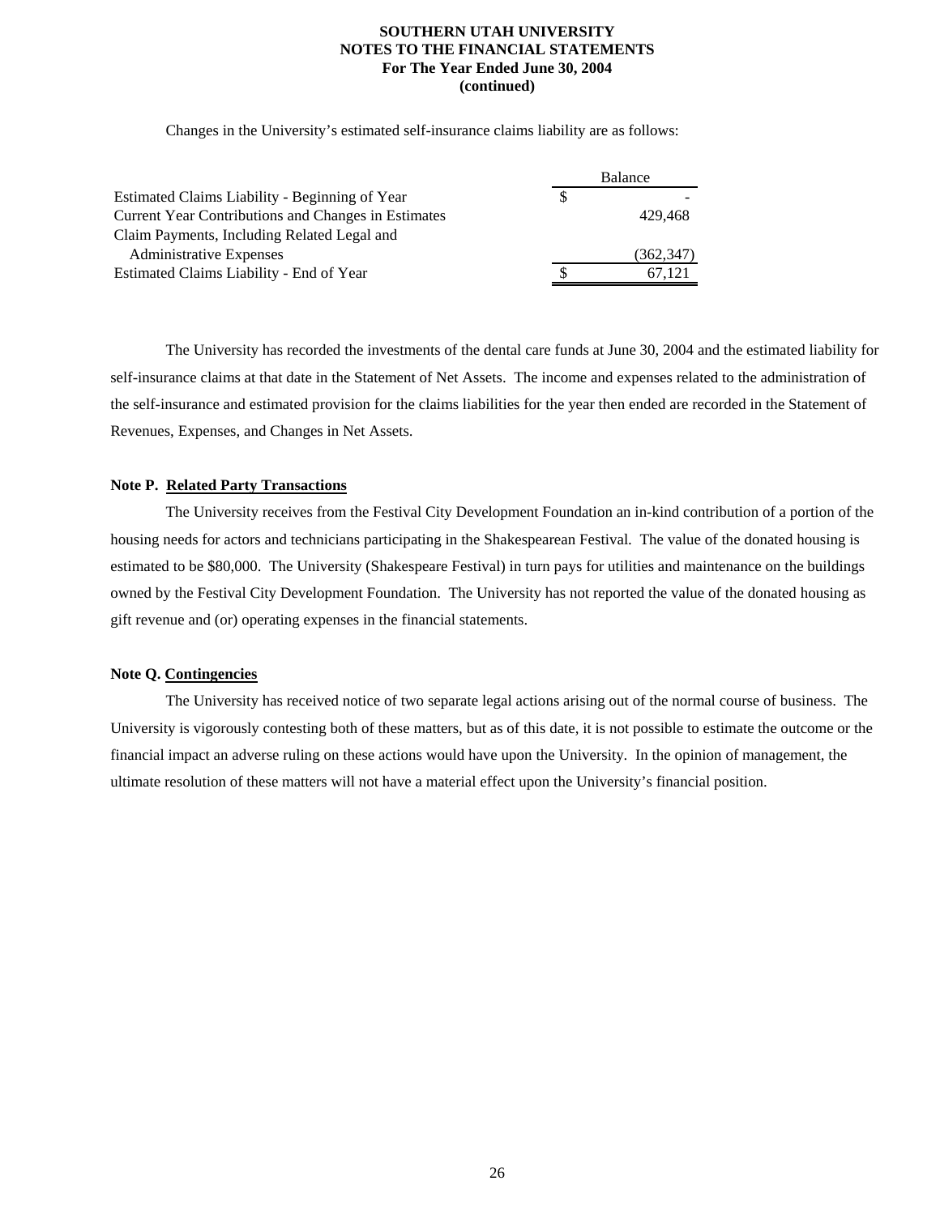Changes in the University's estimated self-insurance claims liability are as follows:

| | Balance |
|---|---|
| Estimated Claims Liability - Beginning of Year | $ - |
| Current Year Contributions and Changes in Estimates | 429,468 |
| Claim Payments, Including Related Legal and Administrative Expenses | (362,347) |
| Estimated Claims Liability - End of Year | $ 67,121 |

The University has recorded the investments of the dental care funds at June 30, 2004 and the estimated liability for self-insurance claims at that date in the Statement of Net Assets. The income and expenses related to the administration of the self-insurance and estimated provision for the claims liabilities for the year then ended are recorded in the Statement of Revenues, Expenses, and Changes in Net Assets.

**Note P. Related Party Transactions**

The University receives from the Festival City Development Foundation an in-kind contribution of a portion of the housing needs for actors and technicians participating in the Shakespearean Festival. The value of the donated housing is estimated to be $80,000. The University (Shakespeare Festival) in turn pays for utilities and maintenance on the buildings owned by the Festival City Development Foundation. The University has not reported the value of the donated housing as gift revenue and (or) operating expenses in the financial statements.

**Note Q. Contingencies**

The University has received notice of two separate legal actions arising out of the normal course of business. The University is vigorously contesting both of these matters, but as of this date, it is not possible to estimate the outcome or the financial impact an adverse ruling on these actions would have upon the University. In the opinion of management, the ultimate resolution of these matters will not have a material effect upon the University's financial position.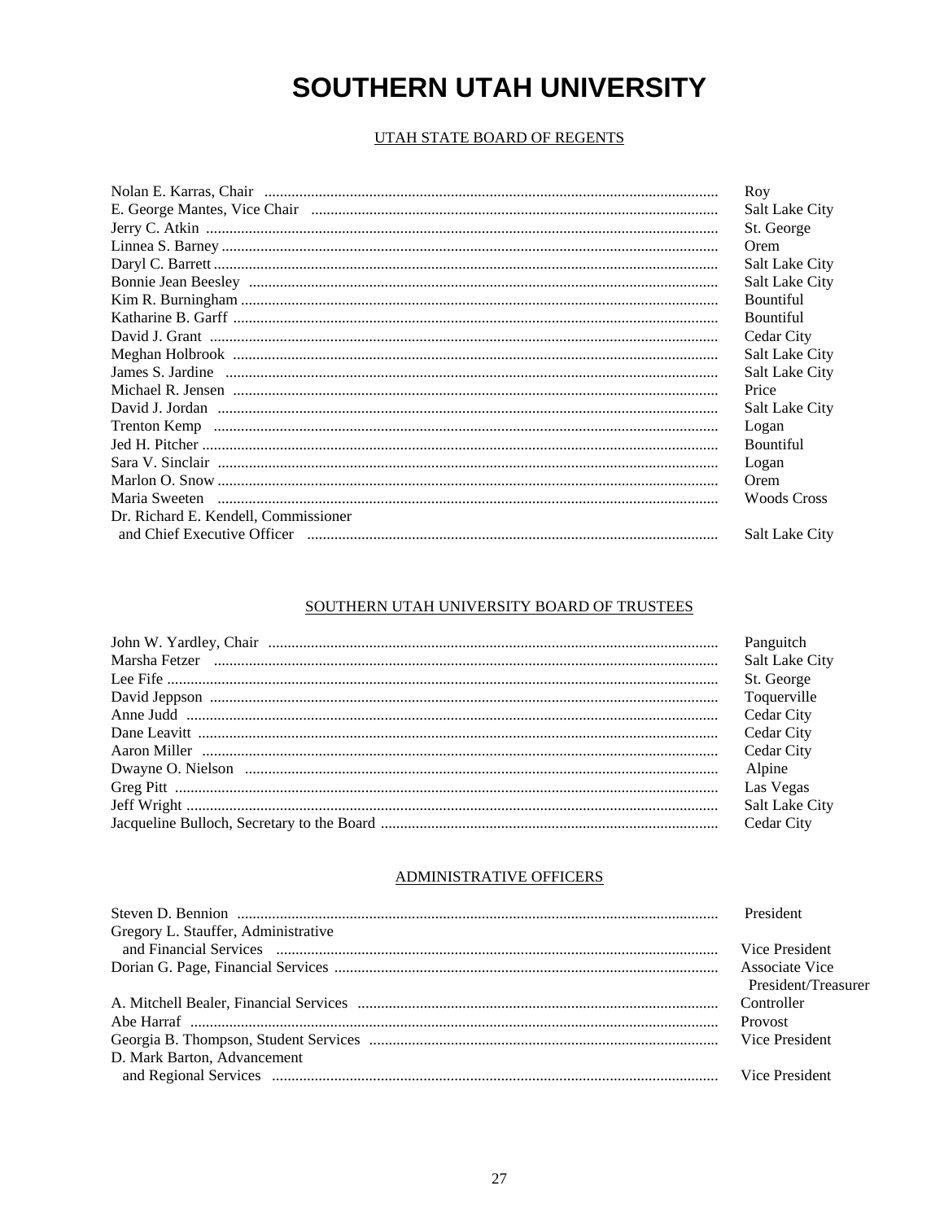# SOUTHERN UTAH UNIVERSITY

## UTAH STATE BOARD OF REGENTS

| Name | Location |
|---|---|
| Nolan E. Karras, Chair | Roy |
| E. George Mantes, Vice Chair | Salt Lake City |
| Jerry C. Atkin | St. George |
| Linnea S. Barney | Orem |
| Daryl C. Barrett | Salt Lake City |
| Bonnie Jean Beesley | Salt Lake City |
| Kim R. Burningham | Bountiful |
| Katharine B. Garff | Bountiful |
| David J. Grant | Cedar City |
| Meghan Holbrook | Salt Lake City |
| James S. Jardine | Salt Lake City |
| Michael R. Jensen | Price |
| David J. Jordan | Salt Lake City |
| Trenton Kemp | Logan |
| Jed H. Pitcher | Bountiful |
| Sara V. Sinclair | Logan |
| Marlon O. Snow | Orem |
| Maria Sweeten | Woods Cross |
| Dr. Richard E. Kendell, Commissioner and Chief Executive Officer | Salt Lake City |

## SOUTHERN UTAH UNIVERSITY BOARD OF TRUSTEES

| Name | Location |
|---|---|
| John W. Yardley, Chair | Panguitch |
| Marsha Fetzer | Salt Lake City |
| Lee Fife | St. George |
| David Jeppson | Toquerville |
| Anne Judd | Cedar City |
| Dane Leavitt | Cedar City |
| Aaron Miller | Cedar City |
| Dwayne O. Nielson | Alpine |
| Greg Pitt | Las Vegas |
| Jeff Wright | Salt Lake City |
| Jacqueline Bulloch, Secretary to the Board | Cedar City |

## ADMINISTRATIVE OFFICERS

| Name | Title |
|---|---|
| Steven D. Bennion | President |
| Gregory L. Stauffer, Administrative and Financial Services | Vice President |
| Dorian G. Page, Financial Services | Associate Vice President/Treasurer |
| A. Mitchell Bealer, Financial Services | Controller |
| Abe Harraf | Provost |
| Georgia B. Thompson, Student Services | Vice President |
| D. Mark Barton, Advancement and Regional Services | Vice President |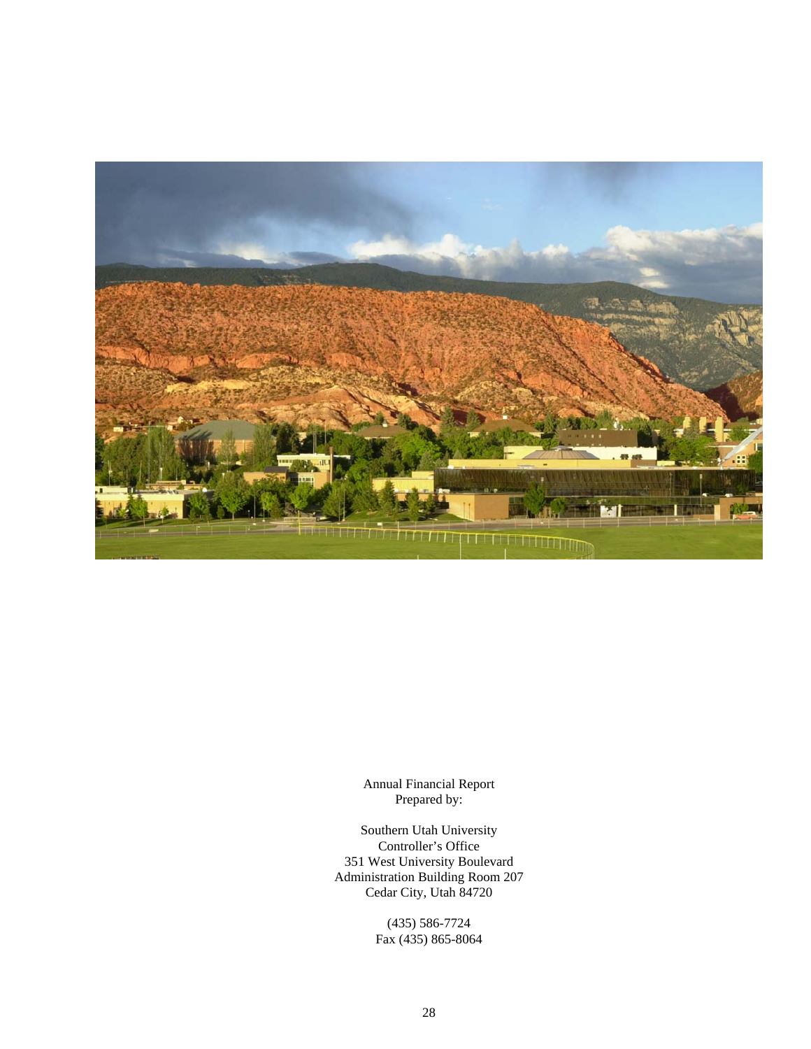Annual Financial Report
Prepared by:

Southern Utah University
Controller's Office
351 West University Boulevard
Administration Building Room 207
Cedar City, Utah 84720

(435) 586-7724
Fax (435) 865-8064